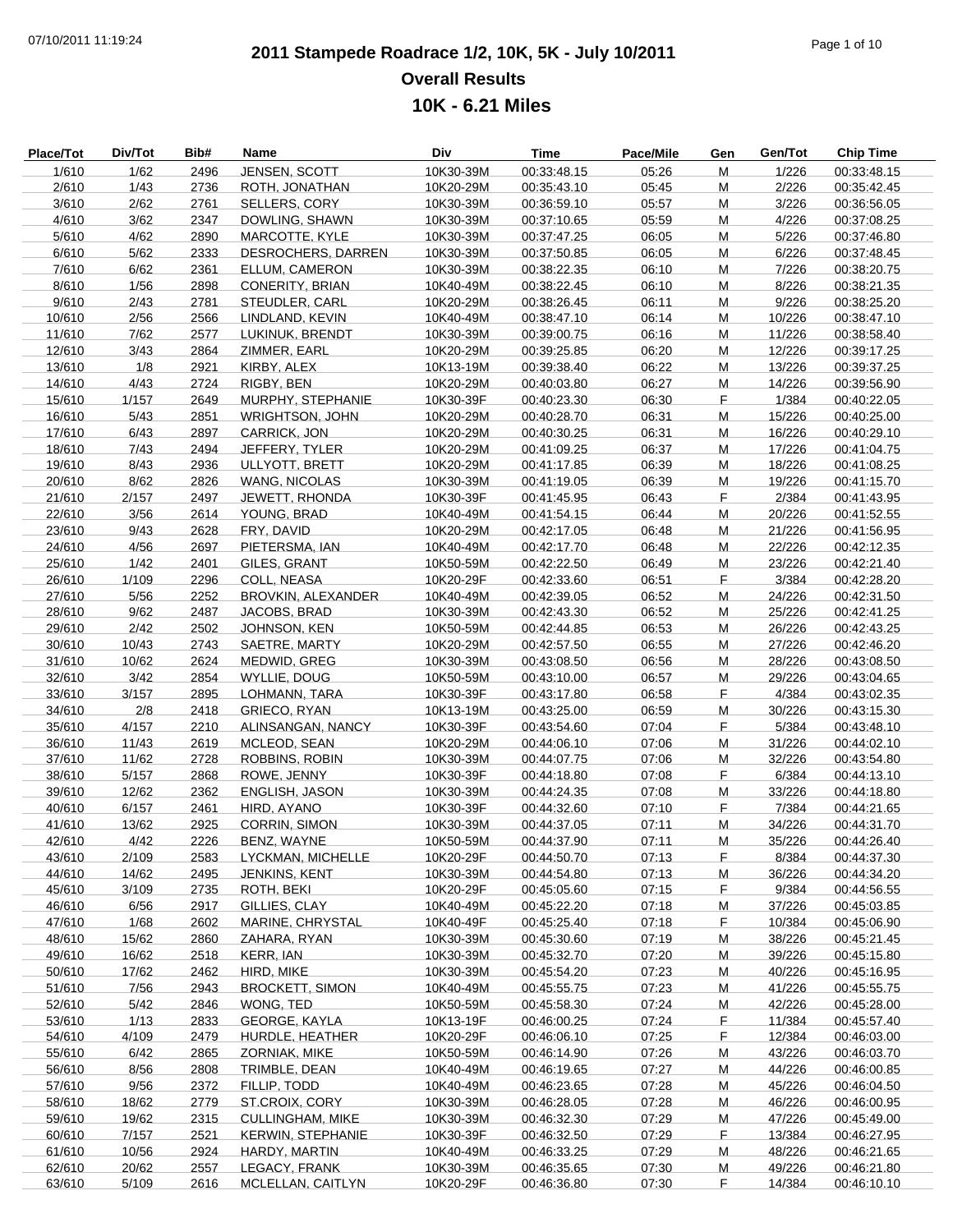# 2011 Stampede Roadrace 1/2, 10K, 5K - July 10/2011

## Overall Results

## 10K - 6.21 Miles

| Place/Tot | Div/Tot | Bib# | Name | Div | Time | Pace/Mile | Gen | Gen/Tot | Chip Time |
|---|---|---|---|---|---|---|---|---|---|
| 1/610 | 1/62 | 2496 | JENSEN, SCOTT | 10K30-39M | 00:33:48.15 | 05:26 | M | 1/226 | 00:33:48.15 |
| 2/610 | 1/43 | 2736 | ROTH, JONATHAN | 10K20-29M | 00:35:43.10 | 05:45 | M | 2/226 | 00:35:42.45 |
| 3/610 | 2/62 | 2761 | SELLERS, CORY | 10K30-39M | 00:36:59.10 | 05:57 | M | 3/226 | 00:36:56.05 |
| 4/610 | 3/62 | 2347 | DOWLING, SHAWN | 10K30-39M | 00:37:10.65 | 05:59 | M | 4/226 | 00:37:08.25 |
| 5/610 | 4/62 | 2890 | MARCOTTE, KYLE | 10K30-39M | 00:37:47.25 | 06:05 | M | 5/226 | 00:37:46.80 |
| 6/610 | 5/62 | 2333 | DESROCHERS, DARREN | 10K30-39M | 00:37:50.85 | 06:05 | M | 6/226 | 00:37:48.45 |
| 7/610 | 6/62 | 2361 | ELLUM, CAMERON | 10K30-39M | 00:38:22.35 | 06:10 | M | 7/226 | 00:38:20.75 |
| 8/610 | 1/56 | 2898 | CONERITY, BRIAN | 10K40-49M | 00:38:22.45 | 06:10 | M | 8/226 | 00:38:21.35 |
| 9/610 | 2/43 | 2781 | STEUDLER, CARL | 10K20-29M | 00:38:26.45 | 06:11 | M | 9/226 | 00:38:25.20 |
| 10/610 | 2/56 | 2566 | LINDLAND, KEVIN | 10K40-49M | 00:38:47.10 | 06:14 | M | 10/226 | 00:38:47.10 |
| 11/610 | 7/62 | 2577 | LUKINUK, BRENDT | 10K30-39M | 00:39:00.75 | 06:16 | M | 11/226 | 00:38:58.40 |
| 12/610 | 3/43 | 2864 | ZIMMER, EARL | 10K20-29M | 00:39:25.85 | 06:20 | M | 12/226 | 00:39:17.25 |
| 13/610 | 1/8 | 2921 | KIRBY, ALEX | 10K13-19M | 00:39:38.40 | 06:22 | M | 13/226 | 00:39:37.25 |
| 14/610 | 4/43 | 2724 | RIGBY, BEN | 10K20-29M | 00:40:03.80 | 06:27 | M | 14/226 | 00:39:56.90 |
| 15/610 | 1/157 | 2649 | MURPHY, STEPHANIE | 10K30-39F | 00:40:23.30 | 06:30 | F | 1/384 | 00:40:22.05 |
| 16/610 | 5/43 | 2851 | WRIGHTSON, JOHN | 10K20-29M | 00:40:28.70 | 06:31 | M | 15/226 | 00:40:25.00 |
| 17/610 | 6/43 | 2897 | CARRICK, JON | 10K20-29M | 00:40:30.25 | 06:31 | M | 16/226 | 00:40:29.10 |
| 18/610 | 7/43 | 2494 | JEFFERY, TYLER | 10K20-29M | 00:41:09.25 | 06:37 | M | 17/226 | 00:41:04.75 |
| 19/610 | 8/43 | 2936 | ULLYOTT, BRETT | 10K20-29M | 00:41:17.85 | 06:39 | M | 18/226 | 00:41:08.25 |
| 20/610 | 8/62 | 2826 | WANG, NICOLAS | 10K30-39M | 00:41:19.05 | 06:39 | M | 19/226 | 00:41:15.70 |
| 21/610 | 2/157 | 2497 | JEWETT, RHONDA | 10K30-39F | 00:41:45.95 | 06:43 | F | 2/384 | 00:41:43.95 |
| 22/610 | 3/56 | 2614 | YOUNG, BRAD | 10K40-49M | 00:41:54.15 | 06:44 | M | 20/226 | 00:41:52.55 |
| 23/610 | 9/43 | 2628 | FRY, DAVID | 10K20-29M | 00:42:17.05 | 06:48 | M | 21/226 | 00:41:56.95 |
| 24/610 | 4/56 | 2697 | PIETERSMA, IAN | 10K40-49M | 00:42:17.70 | 06:48 | M | 22/226 | 00:42:12.35 |
| 25/610 | 1/42 | 2401 | GILES, GRANT | 10K50-59M | 00:42:22.50 | 06:49 | M | 23/226 | 00:42:21.40 |
| 26/610 | 1/109 | 2296 | COLL, NEASA | 10K20-29F | 00:42:33.60 | 06:51 | F | 3/384 | 00:42:28.20 |
| 27/610 | 5/56 | 2252 | BROVKIN, ALEXANDER | 10K40-49M | 00:42:39.05 | 06:52 | M | 24/226 | 00:42:31.50 |
| 28/610 | 9/62 | 2487 | JACOBS, BRAD | 10K30-39M | 00:42:43.30 | 06:52 | M | 25/226 | 00:42:41.25 |
| 29/610 | 2/42 | 2502 | JOHNSON, KEN | 10K50-59M | 00:42:44.85 | 06:53 | M | 26/226 | 00:42:43.25 |
| 30/610 | 10/43 | 2743 | SAETRE, MARTY | 10K20-29M | 00:42:57.50 | 06:55 | M | 27/226 | 00:42:46.20 |
| 31/610 | 10/62 | 2624 | MEDWID, GREG | 10K30-39M | 00:43:08.50 | 06:56 | M | 28/226 | 00:43:08.50 |
| 32/610 | 3/42 | 2854 | WYLLIE, DOUG | 10K50-59M | 00:43:10.00 | 06:57 | M | 29/226 | 00:43:04.65 |
| 33/610 | 3/157 | 2895 | LOHMANN, TARA | 10K30-39F | 00:43:17.80 | 06:58 | F | 4/384 | 00:43:02.35 |
| 34/610 | 2/8 | 2418 | GRIECO, RYAN | 10K13-19M | 00:43:25.00 | 06:59 | M | 30/226 | 00:43:15.30 |
| 35/610 | 4/157 | 2210 | ALINSANGAN, NANCY | 10K30-39F | 00:43:54.60 | 07:04 | F | 5/384 | 00:43:48.10 |
| 36/610 | 11/43 | 2619 | MCLEOD, SEAN | 10K20-29M | 00:44:06.10 | 07:06 | M | 31/226 | 00:44:02.10 |
| 37/610 | 11/62 | 2728 | ROBBINS, ROBIN | 10K30-39M | 00:44:07.75 | 07:06 | M | 32/226 | 00:43:54.80 |
| 38/610 | 5/157 | 2868 | ROWE, JENNY | 10K30-39F | 00:44:18.80 | 07:08 | F | 6/384 | 00:44:13.10 |
| 39/610 | 12/62 | 2362 | ENGLISH, JASON | 10K30-39M | 00:44:24.35 | 07:08 | M | 33/226 | 00:44:18.80 |
| 40/610 | 6/157 | 2461 | HIRD, AYANO | 10K30-39F | 00:44:32.60 | 07:10 | F | 7/384 | 00:44:21.65 |
| 41/610 | 13/62 | 2925 | CORRIN, SIMON | 10K30-39M | 00:44:37.05 | 07:11 | M | 34/226 | 00:44:31.70 |
| 42/610 | 4/42 | 2226 | BENZ, WAYNE | 10K50-59M | 00:44:37.90 | 07:11 | M | 35/226 | 00:44:26.40 |
| 43/610 | 2/109 | 2583 | LYCKMAN, MICHELLE | 10K20-29F | 00:44:50.70 | 07:13 | F | 8/384 | 00:44:37.30 |
| 44/610 | 14/62 | 2495 | JENKINS, KENT | 10K30-39M | 00:44:54.80 | 07:13 | M | 36/226 | 00:44:34.20 |
| 45/610 | 3/109 | 2735 | ROTH, BEKI | 10K20-29F | 00:45:05.60 | 07:15 | F | 9/384 | 00:44:56.55 |
| 46/610 | 6/56 | 2917 | GILLIES, CLAY | 10K40-49M | 00:45:22.20 | 07:18 | M | 37/226 | 00:45:03.85 |
| 47/610 | 1/68 | 2602 | MARINE, CHRYSTAL | 10K40-49F | 00:45:25.40 | 07:18 | F | 10/384 | 00:45:06.90 |
| 48/610 | 15/62 | 2860 | ZAHARA, RYAN | 10K30-39M | 00:45:30.60 | 07:19 | M | 38/226 | 00:45:21.45 |
| 49/610 | 16/62 | 2518 | KERR, IAN | 10K30-39M | 00:45:32.70 | 07:20 | M | 39/226 | 00:45:15.80 |
| 50/610 | 17/62 | 2462 | HIRD, MIKE | 10K30-39M | 00:45:54.20 | 07:23 | M | 40/226 | 00:45:16.95 |
| 51/610 | 7/56 | 2943 | BROCKETT, SIMON | 10K40-49M | 00:45:55.75 | 07:23 | M | 41/226 | 00:45:55.75 |
| 52/610 | 5/42 | 2846 | WONG, TED | 10K50-59M | 00:45:58.30 | 07:24 | M | 42/226 | 00:45:28.00 |
| 53/610 | 1/13 | 2833 | GEORGE, KAYLA | 10K13-19F | 00:46:00.25 | 07:24 | F | 11/384 | 00:45:57.40 |
| 54/610 | 4/109 | 2479 | HURDLE, HEATHER | 10K20-29F | 00:46:06.10 | 07:25 | F | 12/384 | 00:46:03.00 |
| 55/610 | 6/42 | 2865 | ZORNIAK, MIKE | 10K50-59M | 00:46:14.90 | 07:26 | M | 43/226 | 00:46:03.70 |
| 56/610 | 8/56 | 2808 | TRIMBLE, DEAN | 10K40-49M | 00:46:19.65 | 07:27 | M | 44/226 | 00:46:00.85 |
| 57/610 | 9/56 | 2372 | FILLIP, TODD | 10K40-49M | 00:46:23.65 | 07:28 | M | 45/226 | 00:46:04.50 |
| 58/610 | 18/62 | 2779 | ST.CROIX, CORY | 10K30-39M | 00:46:28.05 | 07:28 | M | 46/226 | 00:46:00.95 |
| 59/610 | 19/62 | 2315 | CULLINGHAM, MIKE | 10K30-39M | 00:46:32.30 | 07:29 | M | 47/226 | 00:45:49.00 |
| 60/610 | 7/157 | 2521 | KERWIN, STEPHANIE | 10K30-39F | 00:46:32.50 | 07:29 | F | 13/384 | 00:46:27.95 |
| 61/610 | 10/56 | 2924 | HARDY, MARTIN | 10K40-49M | 00:46:33.25 | 07:29 | M | 48/226 | 00:46:21.65 |
| 62/610 | 20/62 | 2557 | LEGACY, FRANK | 10K30-39M | 00:46:35.65 | 07:30 | M | 49/226 | 00:46:21.80 |
| 63/610 | 5/109 | 2616 | MCLELLAN, CAITLYN | 10K20-29F | 00:46:36.80 | 07:30 | F | 14/384 | 00:46:10.10 |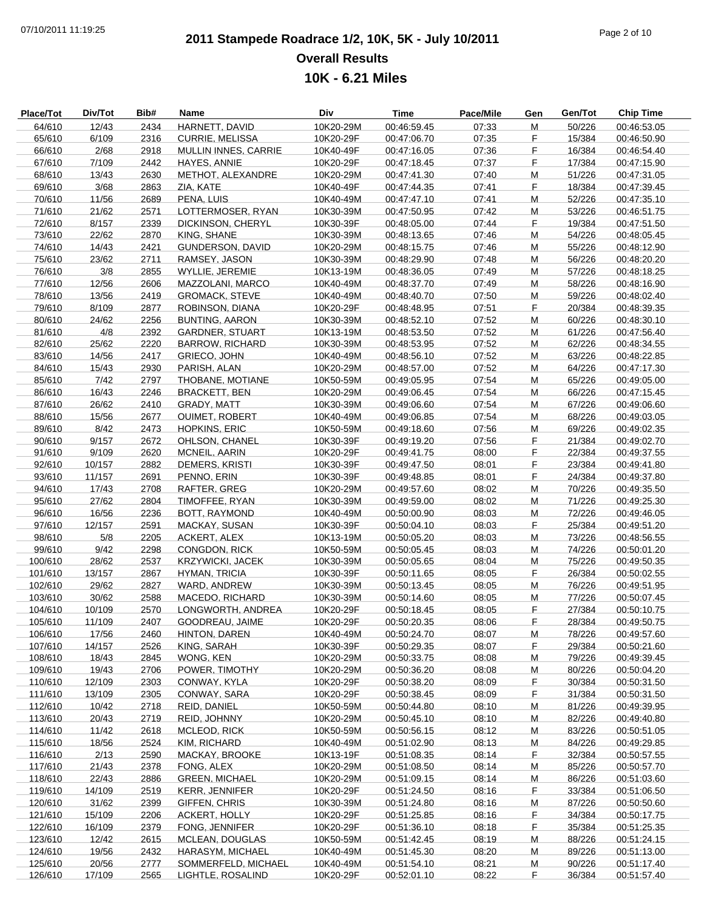# 2011 Stampede Roadrace 1/2, 10K, 5K - July 10/2011

## Overall Results

## 10K - 6.21 Miles

| Place/Tot | Div/Tot | Bib# | Name | Div | Time | Pace/Mile | Gen | Gen/Tot | Chip Time |
|---|---|---|---|---|---|---|---|---|---|
| 64/610 | 12/43 | 2434 | HARNETT, DAVID | 10K20-29M | 00:46:59.45 | 07:33 | M | 50/226 | 00:46:53.05 |
| 65/610 | 6/109 | 2316 | CURRIE, MELISSA | 10K20-29F | 00:47:06.70 | 07:35 | F | 15/384 | 00:46:50.90 |
| 66/610 | 2/68 | 2918 | MULLIN INNES, CARRIE | 10K40-49F | 00:47:16.05 | 07:36 | F | 16/384 | 00:46:54.40 |
| 67/610 | 7/109 | 2442 | HAYES, ANNIE | 10K20-29F | 00:47:18.45 | 07:37 | F | 17/384 | 00:47:15.90 |
| 68/610 | 13/43 | 2630 | METHOT, ALEXANDRE | 10K20-29M | 00:47:41.30 | 07:40 | M | 51/226 | 00:47:31.05 |
| 69/610 | 3/68 | 2863 | ZIA, KATE | 10K40-49F | 00:47:44.35 | 07:41 | F | 18/384 | 00:47:39.45 |
| 70/610 | 11/56 | 2689 | PENA, LUIS | 10K40-49M | 00:47:47.10 | 07:41 | M | 52/226 | 00:47:35.10 |
| 71/610 | 21/62 | 2571 | LOTTERMOSER, RYAN | 10K30-39M | 00:47:50.95 | 07:42 | M | 53/226 | 00:46:51.75 |
| 72/610 | 8/157 | 2339 | DICKINSON, CHERYL | 10K30-39F | 00:48:05.00 | 07:44 | F | 19/384 | 00:47:51.50 |
| 73/610 | 22/62 | 2870 | KING, SHANE | 10K30-39M | 00:48:13.65 | 07:46 | M | 54/226 | 00:48:05.45 |
| 74/610 | 14/43 | 2421 | GUNDERSON, DAVID | 10K20-29M | 00:48:15.75 | 07:46 | M | 55/226 | 00:48:12.90 |
| 75/610 | 23/62 | 2711 | RAMSEY, JASON | 10K30-39M | 00:48:29.90 | 07:48 | M | 56/226 | 00:48:20.20 |
| 76/610 | 3/8 | 2855 | WYLLIE, JEREMIE | 10K13-19M | 00:48:36.05 | 07:49 | M | 57/226 | 00:48:18.25 |
| 77/610 | 12/56 | 2606 | MAZZOLANI, MARCO | 10K40-49M | 00:48:37.70 | 07:49 | M | 58/226 | 00:48:16.90 |
| 78/610 | 13/56 | 2419 | GROMACK, STEVE | 10K40-49M | 00:48:40.70 | 07:50 | M | 59/226 | 00:48:02.40 |
| 79/610 | 8/109 | 2877 | ROBINSON, DIANA | 10K20-29F | 00:48:48.95 | 07:51 | F | 20/384 | 00:48:39.35 |
| 80/610 | 24/62 | 2256 | BUNTING, AARON | 10K30-39M | 00:48:52.10 | 07:52 | M | 60/226 | 00:48:30.10 |
| 81/610 | 4/8 | 2392 | GARDNER, STUART | 10K13-19M | 00:48:53.50 | 07:52 | M | 61/226 | 00:47:56.40 |
| 82/610 | 25/62 | 2220 | BARROW, RICHARD | 10K30-39M | 00:48:53.95 | 07:52 | M | 62/226 | 00:48:34.55 |
| 83/610 | 14/56 | 2417 | GRIECO, JOHN | 10K40-49M | 00:48:56.10 | 07:52 | M | 63/226 | 00:48:22.85 |
| 84/610 | 15/43 | 2930 | PARISH, ALAN | 10K20-29M | 00:48:57.00 | 07:52 | M | 64/226 | 00:47:17.30 |
| 85/610 | 7/42 | 2797 | THOBANE, MOTIANE | 10K50-59M | 00:49:05.95 | 07:54 | M | 65/226 | 00:49:05.00 |
| 86/610 | 16/43 | 2246 | BRACKETT, BEN | 10K20-29M | 00:49:06.45 | 07:54 | M | 66/226 | 00:47:15.45 |
| 87/610 | 26/62 | 2410 | GRADY, MATT | 10K30-39M | 00:49:06.60 | 07:54 | M | 67/226 | 00:49:06.60 |
| 88/610 | 15/56 | 2677 | OUIMET, ROBERT | 10K40-49M | 00:49:06.85 | 07:54 | M | 68/226 | 00:49:03.05 |
| 89/610 | 8/42 | 2473 | HOPKINS, ERIC | 10K50-59M | 00:49:18.60 | 07:56 | M | 69/226 | 00:49:02.35 |
| 90/610 | 9/157 | 2672 | OHLSON, CHANEL | 10K30-39F | 00:49:19.20 | 07:56 | F | 21/384 | 00:49:02.70 |
| 91/610 | 9/109 | 2620 | MCNEIL, AARIN | 10K20-29F | 00:49:41.75 | 08:00 | F | 22/384 | 00:49:37.55 |
| 92/610 | 10/157 | 2882 | DEMERS, KRISTI | 10K30-39F | 00:49:47.50 | 08:01 | F | 23/384 | 00:49:41.80 |
| 93/610 | 11/157 | 2691 | PENNO, ERIN | 10K30-39F | 00:49:48.85 | 08:01 | F | 24/384 | 00:49:37.80 |
| 94/610 | 17/43 | 2708 | RAFTER, GREG | 10K20-29M | 00:49:57.60 | 08:02 | M | 70/226 | 00:49:35.50 |
| 95/610 | 27/62 | 2804 | TIMOFFEE, RYAN | 10K30-39M | 00:49:59.00 | 08:02 | M | 71/226 | 00:49:25.30 |
| 96/610 | 16/56 | 2236 | BOTT, RAYMOND | 10K40-49M | 00:50:00.90 | 08:03 | M | 72/226 | 00:49:46.05 |
| 97/610 | 12/157 | 2591 | MACKAY, SUSAN | 10K30-39F | 00:50:04.10 | 08:03 | F | 25/384 | 00:49:51.20 |
| 98/610 | 5/8 | 2205 | ACKERT, ALEX | 10K13-19M | 00:50:05.20 | 08:03 | M | 73/226 | 00:48:56.55 |
| 99/610 | 9/42 | 2298 | CONGDON, RICK | 10K50-59M | 00:50:05.45 | 08:03 | M | 74/226 | 00:50:01.20 |
| 100/610 | 28/62 | 2537 | KRZYWICKI, JACEK | 10K30-39M | 00:50:05.65 | 08:04 | M | 75/226 | 00:49:50.35 |
| 101/610 | 13/157 | 2867 | HYMAN, TRICIA | 10K30-39F | 00:50:11.65 | 08:05 | F | 26/384 | 00:50:02.55 |
| 102/610 | 29/62 | 2827 | WARD, ANDREW | 10K30-39M | 00:50:13.45 | 08:05 | M | 76/226 | 00:49:51.95 |
| 103/610 | 30/62 | 2588 | MACEDO, RICHARD | 10K30-39M | 00:50:14.60 | 08:05 | M | 77/226 | 00:50:07.45 |
| 104/610 | 10/109 | 2570 | LONGWORTH, ANDREA | 10K20-29F | 00:50:18.45 | 08:05 | F | 27/384 | 00:50:10.75 |
| 105/610 | 11/109 | 2407 | GOODREAU, JAIME | 10K20-29F | 00:50:20.35 | 08:06 | F | 28/384 | 00:49:50.75 |
| 106/610 | 17/56 | 2460 | HINTON, DAREN | 10K40-49M | 00:50:24.70 | 08:07 | M | 78/226 | 00:49:57.60 |
| 107/610 | 14/157 | 2526 | KING, SARAH | 10K30-39F | 00:50:29.35 | 08:07 | F | 29/384 | 00:50:21.60 |
| 108/610 | 18/43 | 2845 | WONG, KEN | 10K20-29M | 00:50:33.75 | 08:08 | M | 79/226 | 00:49:39.45 |
| 109/610 | 19/43 | 2706 | POWER, TIMOTHY | 10K20-29M | 00:50:36.20 | 08:08 | M | 80/226 | 00:50:04.20 |
| 110/610 | 12/109 | 2303 | CONWAY, KYLA | 10K20-29F | 00:50:38.20 | 08:09 | F | 30/384 | 00:50:31.50 |
| 111/610 | 13/109 | 2305 | CONWAY, SARA | 10K20-29F | 00:50:38.45 | 08:09 | F | 31/384 | 00:50:31.50 |
| 112/610 | 10/42 | 2718 | REID, DANIEL | 10K50-59M | 00:50:44.80 | 08:10 | M | 81/226 | 00:49:39.95 |
| 113/610 | 20/43 | 2719 | REID, JOHNNY | 10K20-29M | 00:50:45.10 | 08:10 | M | 82/226 | 00:49:40.80 |
| 114/610 | 11/42 | 2618 | MCLEOD, RICK | 10K50-59M | 00:50:56.15 | 08:12 | M | 83/226 | 00:50:51.05 |
| 115/610 | 18/56 | 2524 | KIM, RICHARD | 10K40-49M | 00:51:02.90 | 08:13 | M | 84/226 | 00:49:29.85 |
| 116/610 | 2/13 | 2590 | MACKAY, BROOKE | 10K13-19F | 00:51:08.35 | 08:14 | F | 32/384 | 00:50:57.55 |
| 117/610 | 21/43 | 2378 | FONG, ALEX | 10K20-29M | 00:51:08.50 | 08:14 | M | 85/226 | 00:50:57.70 |
| 118/610 | 22/43 | 2886 | GREEN, MICHAEL | 10K20-29M | 00:51:09.15 | 08:14 | M | 86/226 | 00:51:03.60 |
| 119/610 | 14/109 | 2519 | KERR, JENNIFER | 10K20-29F | 00:51:24.50 | 08:16 | F | 33/384 | 00:51:06.50 |
| 120/610 | 31/62 | 2399 | GIFFEN, CHRIS | 10K30-39M | 00:51:24.80 | 08:16 | M | 87/226 | 00:50:50.60 |
| 121/610 | 15/109 | 2206 | ACKERT, HOLLY | 10K20-29F | 00:51:25.85 | 08:16 | F | 34/384 | 00:50:17.75 |
| 122/610 | 16/109 | 2379 | FONG, JENNIFER | 10K20-29F | 00:51:36.10 | 08:18 | F | 35/384 | 00:51:25.35 |
| 123/610 | 12/42 | 2615 | MCLEAN, DOUGLAS | 10K50-59M | 00:51:42.45 | 08:19 | M | 88/226 | 00:51:24.15 |
| 124/610 | 19/56 | 2432 | HARASYM, MICHAEL | 10K40-49M | 00:51:45.30 | 08:20 | M | 89/226 | 00:51:13.00 |
| 125/610 | 20/56 | 2777 | SOMMERFELD, MICHAEL | 10K40-49M | 00:51:54.10 | 08:21 | M | 90/226 | 00:51:17.40 |
| 126/610 | 17/109 | 2565 | LIGHTLE, ROSALIND | 10K20-29F | 00:52:01.10 | 08:22 | F | 36/384 | 00:51:57.40 |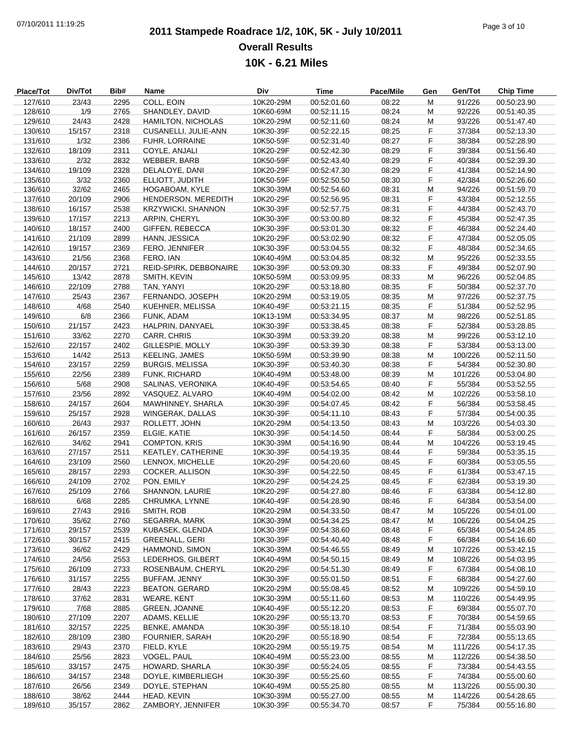# 2011 Stampede Roadrace 1/2, 10K, 5K - July 10/2011

## Overall Results

### 10K - 6.21 Miles

| Place/Tot | Div/Tot | Bib# | Name | Div | Time | Pace/Mile | Gen | Gen/Tot | Chip Time |
|---|---|---|---|---|---|---|---|---|---|
| 127/610 | 23/43 | 2295 | COLL, EOIN | 10K20-29M | 00:52:01.60 | 08:22 | M | 91/226 | 00:50:23.90 |
| 128/610 | 1/9 | 2765 | SHANDLEY, DAVID | 10K60-69M | 00:52:11.15 | 08:24 | M | 92/226 | 00:51:40.35 |
| 129/610 | 24/43 | 2428 | HAMILTON, NICHOLAS | 10K20-29M | 00:52:11.60 | 08:24 | M | 93/226 | 00:51:47.40 |
| 130/610 | 15/157 | 2318 | CUSANELLI, JULIE-ANN | 10K30-39F | 00:52:22.15 | 08:25 | F | 37/384 | 00:52:13.30 |
| 131/610 | 1/32 | 2386 | FUHR, LORRAINE | 10K50-59F | 00:52:31.40 | 08:27 | F | 38/384 | 00:52:28.90 |
| 132/610 | 18/109 | 2311 | COYLE, ANJALI | 10K20-29F | 00:52:42.30 | 08:29 | F | 39/384 | 00:51:56.40 |
| 133/610 | 2/32 | 2832 | WEBBER, BARB | 10K50-59F | 00:52:43.40 | 08:29 | F | 40/384 | 00:52:39.30 |
| 134/610 | 19/109 | 2328 | DELALOYE, DANI | 10K20-29F | 00:52:47.30 | 08:29 | F | 41/384 | 00:52:14.90 |
| 135/610 | 3/32 | 2360 | ELLIOTT, JUDITH | 10K50-59F | 00:52:50.50 | 08:30 | F | 42/384 | 00:52:26.60 |
| 136/610 | 32/62 | 2465 | HOGABOAM, KYLE | 10K30-39M | 00:52:54.60 | 08:31 | M | 94/226 | 00:51:59.70 |
| 137/610 | 20/109 | 2906 | HENDERSON, MEREDITH | 10K20-29F | 00:52:56.95 | 08:31 | F | 43/384 | 00:52:12.55 |
| 138/610 | 16/157 | 2538 | KRZYWICKI, SHANNON | 10K30-39F | 00:52:57.75 | 08:31 | F | 44/384 | 00:52:43.70 |
| 139/610 | 17/157 | 2213 | ARPIN, CHERYL | 10K30-39F | 00:53:00.80 | 08:32 | F | 45/384 | 00:52:47.35 |
| 140/610 | 18/157 | 2400 | GIFFEN, REBECCA | 10K30-39F | 00:53:01.30 | 08:32 | F | 46/384 | 00:52:24.40 |
| 141/610 | 21/109 | 2899 | HANN, JESSICA | 10K20-29F | 00:53:02.90 | 08:32 | F | 47/384 | 00:52:05.05 |
| 142/610 | 19/157 | 2369 | FERO, JENNIFER | 10K30-39F | 00:53:04.55 | 08:32 | F | 48/384 | 00:52:34.65 |
| 143/610 | 21/56 | 2368 | FERO, IAN | 10K40-49M | 00:53:04.85 | 08:32 | M | 95/226 | 00:52:33.55 |
| 144/610 | 20/157 | 2721 | REID-SPIRK, DEBBONAIRE | 10K30-39F | 00:53:09.30 | 08:33 | F | 49/384 | 00:52:07.90 |
| 145/610 | 13/42 | 2878 | SMITH, KEVIN | 10K50-59M | 00:53:09.95 | 08:33 | M | 96/226 | 00:52:04.85 |
| 146/610 | 22/109 | 2788 | TAN, YANYI | 10K20-29F | 00:53:18.80 | 08:35 | F | 50/384 | 00:52:37.70 |
| 147/610 | 25/43 | 2367 | FERNANDO, JOSEPH | 10K20-29M | 00:53:19.05 | 08:35 | M | 97/226 | 00:52:37.75 |
| 148/610 | 4/68 | 2540 | KUEHNER, MELISSA | 10K40-49F | 00:53:21.15 | 08:35 | F | 51/384 | 00:52:52.95 |
| 149/610 | 6/8 | 2366 | FUNK, ADAM | 10K13-19M | 00:53:34.95 | 08:37 | M | 98/226 | 00:52:51.85 |
| 150/610 | 21/157 | 2423 | HALPRIN, DANYAEL | 10K30-39F | 00:53:38.45 | 08:38 | F | 52/384 | 00:53:28.85 |
| 151/610 | 33/62 | 2270 | CARR, CHRIS | 10K30-39M | 00:53:39.20 | 08:38 | M | 99/226 | 00:53:12.10 |
| 152/610 | 22/157 | 2402 | GILLESPIE, MOLLY | 10K30-39F | 00:53:39.30 | 08:38 | F | 53/384 | 00:53:13.00 |
| 153/610 | 14/42 | 2513 | KEELING, JAMES | 10K50-59M | 00:53:39.90 | 08:38 | M | 100/226 | 00:52:11.50 |
| 154/610 | 23/157 | 2259 | BURGIS, MELISSA | 10K30-39F | 00:53:40.30 | 08:38 | F | 54/384 | 00:52:30.80 |
| 155/610 | 22/56 | 2389 | FUNK, RICHARD | 10K40-49M | 00:53:48.00 | 08:39 | M | 101/226 | 00:53:04.80 |
| 156/610 | 5/68 | 2908 | SALINAS, VERONIKA | 10K40-49F | 00:53:54.65 | 08:40 | F | 55/384 | 00:53:52.55 |
| 157/610 | 23/56 | 2892 | VASQUEZ, ALVARO | 10K40-49M | 00:54:02.00 | 08:42 | M | 102/226 | 00:53:58.10 |
| 158/610 | 24/157 | 2604 | MAWHINNEY, SHARLA | 10K30-39F | 00:54:07.45 | 08:42 | F | 56/384 | 00:53:58.45 |
| 159/610 | 25/157 | 2928 | WINGERAK, DALLAS | 10K30-39F | 00:54:11.10 | 08:43 | F | 57/384 | 00:54:00.35 |
| 160/610 | 26/43 | 2937 | ROLLETT, JOHN | 10K20-29M | 00:54:13.50 | 08:43 | M | 103/226 | 00:54:03.30 |
| 161/610 | 26/157 | 2359 | ELGIE, KATIE | 10K30-39F | 00:54:14.50 | 08:44 | F | 58/384 | 00:53:00.25 |
| 162/610 | 34/62 | 2941 | COMPTON, KRIS | 10K30-39M | 00:54:16.90 | 08:44 | M | 104/226 | 00:53:19.45 |
| 163/610 | 27/157 | 2511 | KEATLEY, CATHERINE | 10K30-39F | 00:54:19.35 | 08:44 | F | 59/384 | 00:53:35.15 |
| 164/610 | 23/109 | 2560 | LENNOX, MICHELLE | 10K20-29F | 00:54:20.60 | 08:45 | F | 60/384 | 00:53:05.55 |
| 165/610 | 28/157 | 2293 | COCKER, ALLISON | 10K30-39F | 00:54:22.50 | 08:45 | F | 61/384 | 00:53:47.15 |
| 166/610 | 24/109 | 2702 | PON, EMILY | 10K20-29F | 00:54:24.25 | 08:45 | F | 62/384 | 00:53:19.30 |
| 167/610 | 25/109 | 2766 | SHANNON, LAURIE | 10K20-29F | 00:54:27.80 | 08:46 | F | 63/384 | 00:54:12.80 |
| 168/610 | 6/68 | 2285 | CHRUMKA, LYNNE | 10K40-49F | 00:54:28.90 | 08:46 | F | 64/384 | 00:53:54.00 |
| 169/610 | 27/43 | 2916 | SMITH, ROB | 10K20-29M | 00:54:33.50 | 08:47 | M | 105/226 | 00:54:01.00 |
| 170/610 | 35/62 | 2760 | SEGARRA, MARK | 10K30-39M | 00:54:34.25 | 08:47 | M | 106/226 | 00:54:04.25 |
| 171/610 | 29/157 | 2539 | KUBASEK, GLENDA | 10K30-39F | 00:54:38.60 | 08:48 | F | 65/384 | 00:54:24.85 |
| 172/610 | 30/157 | 2415 | GREENALL, GERI | 10K30-39F | 00:54:40.40 | 08:48 | F | 66/384 | 00:54:16.60 |
| 173/610 | 36/62 | 2429 | HAMMOND, SIMON | 10K30-39M | 00:54:46.55 | 08:49 | M | 107/226 | 00:53:42.15 |
| 174/610 | 24/56 | 2553 | LEDERHOS, GILBERT | 10K40-49M | 00:54:50.15 | 08:49 | M | 108/226 | 00:54:03.95 |
| 175/610 | 26/109 | 2733 | ROSENBAUM, CHERYL | 10K20-29F | 00:54:51.30 | 08:49 | F | 67/384 | 00:54:08.10 |
| 176/610 | 31/157 | 2255 | BUFFAM, JENNY | 10K30-39F | 00:55:01.50 | 08:51 | F | 68/384 | 00:54:27.60 |
| 177/610 | 28/43 | 2223 | BEATON, GERARD | 10K20-29M | 00:55:08.45 | 08:52 | M | 109/226 | 00:54:59.10 |
| 178/610 | 37/62 | 2831 | WEARE, KENT | 10K30-39M | 00:55:11.60 | 08:53 | M | 110/226 | 00:54:49.95 |
| 179/610 | 7/68 | 2885 | GREEN, JOANNE | 10K40-49F | 00:55:12.20 | 08:53 | F | 69/384 | 00:55:07.70 |
| 180/610 | 27/109 | 2207 | ADAMS, KELLIE | 10K20-29F | 00:55:13.70 | 08:53 | F | 70/384 | 00:54:59.65 |
| 181/610 | 32/157 | 2225 | BENKE, AMANDA | 10K30-39F | 00:55:18.10 | 08:54 | F | 71/384 | 00:55:03.90 |
| 182/610 | 28/109 | 2380 | FOURNIER, SARAH | 10K20-29F | 00:55:18.90 | 08:54 | F | 72/384 | 00:55:13.65 |
| 183/610 | 29/43 | 2370 | FIELD, KYLE | 10K20-29M | 00:55:19.75 | 08:54 | M | 111/226 | 00:54:17.35 |
| 184/610 | 25/56 | 2823 | VOGEL, PAUL | 10K40-49M | 00:55:23.00 | 08:55 | M | 112/226 | 00:54:38.50 |
| 185/610 | 33/157 | 2475 | HOWARD, SHARLA | 10K30-39F | 00:55:24.05 | 08:55 | F | 73/384 | 00:54:43.55 |
| 186/610 | 34/157 | 2348 | DOYLE, KIMBERLIEGH | 10K30-39F | 00:55:25.60 | 08:55 | F | 74/384 | 00:55:00.60 |
| 187/610 | 26/56 | 2349 | DOYLE, STEPHAN | 10K40-49M | 00:55:25.80 | 08:55 | M | 113/226 | 00:55:00.30 |
| 188/610 | 38/62 | 2444 | HEAD, KEVIN | 10K30-39M | 00:55:27.00 | 08:55 | M | 114/226 | 00:54:28.65 |
| 189/610 | 35/157 | 2862 | ZAMBORY, JENNIFER | 10K30-39F | 00:55:34.70 | 08:57 | F | 75/384 | 00:55:16.80 |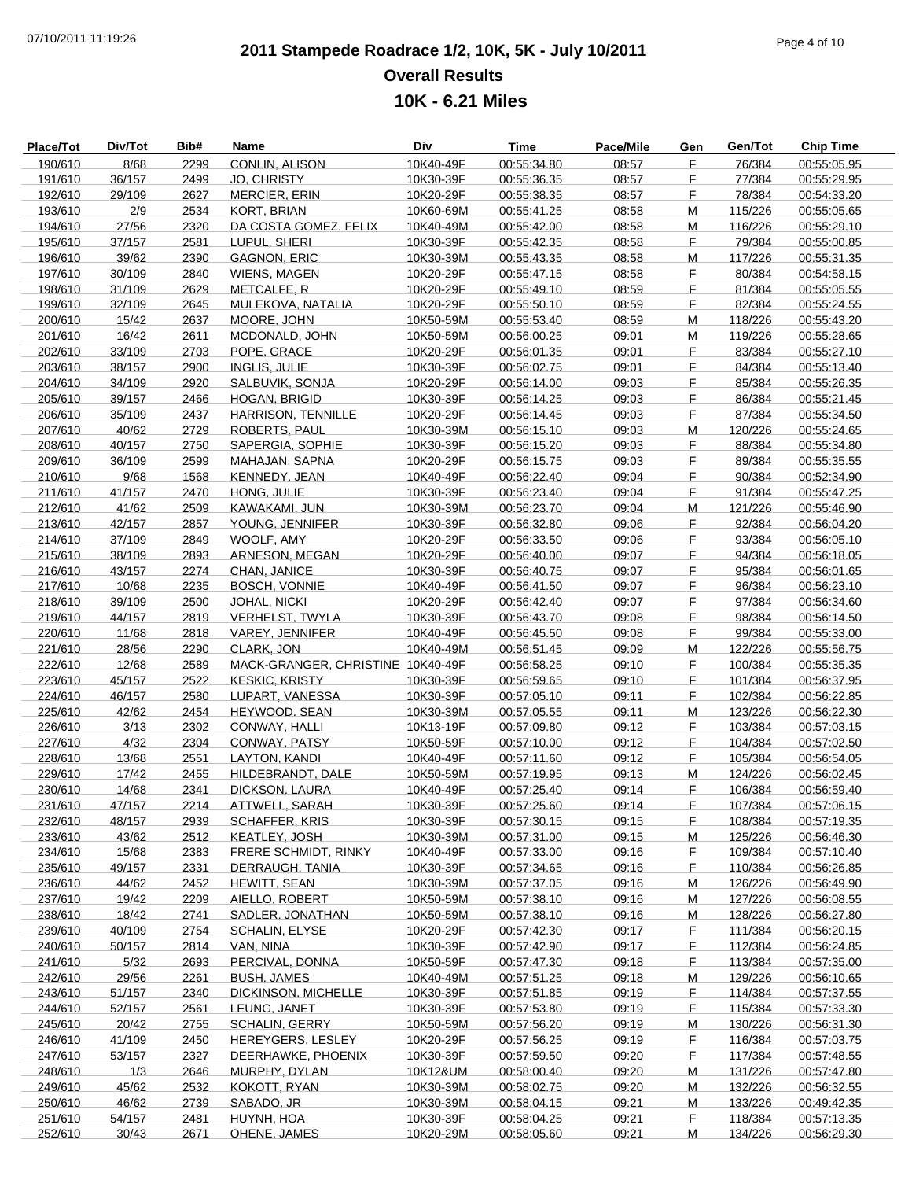# 2011 Stampede Roadrace 1/2, 10K, 5K - July 10/2011

## Overall Results

## 10K - 6.21 Miles

| Place/Tot | Div/Tot | Bib# | Name | Div | Time | Pace/Mile | Gen | Gen/Tot | Chip Time |
|---|---|---|---|---|---|---|---|---|---|
| 190/610 | 8/68 | 2299 | CONLIN, ALISON | 10K40-49F | 00:55:34.80 | 08:57 | F | 76/384 | 00:55:05.95 |
| 191/610 | 36/157 | 2499 | JO, CHRISTY | 10K30-39F | 00:55:36.35 | 08:57 | F | 77/384 | 00:55:29.95 |
| 192/610 | 29/109 | 2627 | MERCIER, ERIN | 10K20-29F | 00:55:38.35 | 08:57 | F | 78/384 | 00:54:33.20 |
| 193/610 | 2/9 | 2534 | KORT, BRIAN | 10K60-69M | 00:55:41.25 | 08:58 | M | 115/226 | 00:55:05.65 |
| 194/610 | 27/56 | 2320 | DA COSTA GOMEZ, FELIX | 10K40-49M | 00:55:42.00 | 08:58 | M | 116/226 | 00:55:29.10 |
| 195/610 | 37/157 | 2581 | LUPUL, SHERI | 10K30-39F | 00:55:42.35 | 08:58 | F | 79/384 | 00:55:00.85 |
| 196/610 | 39/62 | 2390 | GAGNON, ERIC | 10K30-39M | 00:55:43.35 | 08:58 | M | 117/226 | 00:55:31.35 |
| 197/610 | 30/109 | 2840 | WIENS, MAGEN | 10K20-29F | 00:55:47.15 | 08:58 | F | 80/384 | 00:54:58.15 |
| 198/610 | 31/109 | 2629 | METCALFE, R | 10K20-29F | 00:55:49.10 | 08:59 | F | 81/384 | 00:55:05.55 |
| 199/610 | 32/109 | 2645 | MULEKOVA, NATALIA | 10K20-29F | 00:55:50.10 | 08:59 | F | 82/384 | 00:55:24.55 |
| 200/610 | 15/42 | 2637 | MOORE, JOHN | 10K50-59M | 00:55:53.40 | 08:59 | M | 118/226 | 00:55:43.20 |
| 201/610 | 16/42 | 2611 | MCDONALD, JOHN | 10K50-59M | 00:56:00.25 | 09:01 | M | 119/226 | 00:55:28.65 |
| 202/610 | 33/109 | 2703 | POPE, GRACE | 10K20-29F | 00:56:01.35 | 09:01 | F | 83/384 | 00:55:27.10 |
| 203/610 | 38/157 | 2900 | INGLIS, JULIE | 10K30-39F | 00:56:02.75 | 09:01 | F | 84/384 | 00:55:13.40 |
| 204/610 | 34/109 | 2920 | SALBUVIK, SONJA | 10K20-29F | 00:56:14.00 | 09:03 | F | 85/384 | 00:55:26.35 |
| 205/610 | 39/157 | 2466 | HOGAN, BRIGID | 10K30-39F | 00:56:14.25 | 09:03 | F | 86/384 | 00:55:21.45 |
| 206/610 | 35/109 | 2437 | HARRISON, TENNILLE | 10K20-29F | 00:56:14.45 | 09:03 | F | 87/384 | 00:55:34.50 |
| 207/610 | 40/62 | 2729 | ROBERTS, PAUL | 10K30-39M | 00:56:15.10 | 09:03 | M | 120/226 | 00:55:24.65 |
| 208/610 | 40/157 | 2750 | SAPERGIA, SOPHIE | 10K30-39F | 00:56:15.20 | 09:03 | F | 88/384 | 00:55:34.80 |
| 209/610 | 36/109 | 2599 | MAHAJAN, SAPNA | 10K20-29F | 00:56:15.75 | 09:03 | F | 89/384 | 00:55:35.55 |
| 210/610 | 9/68 | 1568 | KENNEDY, JEAN | 10K40-49F | 00:56:22.40 | 09:04 | F | 90/384 | 00:52:34.90 |
| 211/610 | 41/157 | 2470 | HONG, JULIE | 10K30-39F | 00:56:23.40 | 09:04 | F | 91/384 | 00:55:47.25 |
| 212/610 | 41/62 | 2509 | KAWAKAMI, JUN | 10K30-39M | 00:56:23.70 | 09:04 | M | 121/226 | 00:55:46.90 |
| 213/610 | 42/157 | 2857 | YOUNG, JENNIFER | 10K30-39F | 00:56:32.80 | 09:06 | F | 92/384 | 00:56:04.20 |
| 214/610 | 37/109 | 2849 | WOOLF, AMY | 10K20-29F | 00:56:33.50 | 09:06 | F | 93/384 | 00:56:05.10 |
| 215/610 | 38/109 | 2893 | ARNESON, MEGAN | 10K20-29F | 00:56:40.00 | 09:07 | F | 94/384 | 00:56:18.05 |
| 216/610 | 43/157 | 2274 | CHAN, JANICE | 10K30-39F | 00:56:40.75 | 09:07 | F | 95/384 | 00:56:01.65 |
| 217/610 | 10/68 | 2235 | BOSCH, VONNIE | 10K40-49F | 00:56:41.50 | 09:07 | F | 96/384 | 00:56:23.10 |
| 218/610 | 39/109 | 2500 | JOHAL, NICKI | 10K20-29F | 00:56:42.40 | 09:07 | F | 97/384 | 00:56:34.60 |
| 219/610 | 44/157 | 2819 | VERHELST, TWYLA | 10K30-39F | 00:56:43.70 | 09:08 | F | 98/384 | 00:56:14.50 |
| 220/610 | 11/68 | 2818 | VAREY, JENNIFER | 10K40-49F | 00:56:45.50 | 09:08 | F | 99/384 | 00:55:33.00 |
| 221/610 | 28/56 | 2290 | CLARK, JON | 10K40-49M | 00:56:51.45 | 09:09 | M | 122/226 | 00:55:56.75 |
| 222/610 | 12/68 | 2589 | MACK-GRANGER, CHRISTINE | 10K40-49F | 00:56:58.25 | 09:10 | F | 100/384 | 00:55:35.35 |
| 223/610 | 45/157 | 2522 | KESKIC, KRISTY | 10K30-39F | 00:56:59.65 | 09:10 | F | 101/384 | 00:56:37.95 |
| 224/610 | 46/157 | 2580 | LUPART, VANESSA | 10K30-39F | 00:57:05.10 | 09:11 | F | 102/384 | 00:56:22.85 |
| 225/610 | 42/62 | 2454 | HEYWOOD, SEAN | 10K30-39M | 00:57:05.55 | 09:11 | M | 123/226 | 00:56:22.30 |
| 226/610 | 3/13 | 2302 | CONWAY, HALLI | 10K13-19F | 00:57:09.80 | 09:12 | F | 103/384 | 00:57:03.15 |
| 227/610 | 4/32 | 2304 | CONWAY, PATSY | 10K50-59F | 00:57:10.00 | 09:12 | F | 104/384 | 00:57:02.50 |
| 228/610 | 13/68 | 2551 | LAYTON, KANDI | 10K40-49F | 00:57:11.60 | 09:12 | F | 105/384 | 00:56:54.05 |
| 229/610 | 17/42 | 2455 | HILDEBRANDT, DALE | 10K50-59M | 00:57:19.95 | 09:13 | M | 124/226 | 00:56:02.45 |
| 230/610 | 14/68 | 2341 | DICKSON, LAURA | 10K40-49F | 00:57:25.40 | 09:14 | F | 106/384 | 00:56:59.40 |
| 231/610 | 47/157 | 2214 | ATTWELL, SARAH | 10K30-39F | 00:57:25.60 | 09:14 | F | 107/384 | 00:57:06.15 |
| 232/610 | 48/157 | 2939 | SCHAFFER, KRIS | 10K30-39F | 00:57:30.15 | 09:15 | F | 108/384 | 00:57:19.35 |
| 233/610 | 43/62 | 2512 | KEATLEY, JOSH | 10K30-39M | 00:57:31.00 | 09:15 | M | 125/226 | 00:56:46.30 |
| 234/610 | 15/68 | 2383 | FRERE SCHMIDT, RINKY | 10K40-49F | 00:57:33.00 | 09:16 | F | 109/384 | 00:57:10.40 |
| 235/610 | 49/157 | 2331 | DERRAUGH, TANIA | 10K30-39F | 00:57:34.65 | 09:16 | F | 110/384 | 00:56:26.85 |
| 236/610 | 44/62 | 2452 | HEWITT, SEAN | 10K30-39M | 00:57:37.05 | 09:16 | M | 126/226 | 00:56:49.90 |
| 237/610 | 19/42 | 2209 | AIELLO, ROBERT | 10K50-59M | 00:57:38.10 | 09:16 | M | 127/226 | 00:56:08.55 |
| 238/610 | 18/42 | 2741 | SADLER, JONATHAN | 10K50-59M | 00:57:38.10 | 09:16 | M | 128/226 | 00:56:27.80 |
| 239/610 | 40/109 | 2754 | SCHALIN, ELYSE | 10K20-29F | 00:57:42.30 | 09:17 | F | 111/384 | 00:56:20.15 |
| 240/610 | 50/157 | 2814 | VAN, NINA | 10K30-39F | 00:57:42.90 | 09:17 | F | 112/384 | 00:56:24.85 |
| 241/610 | 5/32 | 2693 | PERCIVAL, DONNA | 10K50-59F | 00:57:47.30 | 09:18 | F | 113/384 | 00:57:35.00 |
| 242/610 | 29/56 | 2261 | BUSH, JAMES | 10K40-49M | 00:57:51.25 | 09:18 | M | 129/226 | 00:56:10.65 |
| 243/610 | 51/157 | 2340 | DICKINSON, MICHELLE | 10K30-39F | 00:57:51.85 | 09:19 | F | 114/384 | 00:57:37.55 |
| 244/610 | 52/157 | 2561 | LEUNG, JANET | 10K30-39F | 00:57:53.80 | 09:19 | F | 115/384 | 00:57:33.30 |
| 245/610 | 20/42 | 2755 | SCHALIN, GERRY | 10K50-59M | 00:57:56.20 | 09:19 | M | 130/226 | 00:56:31.30 |
| 246/610 | 41/109 | 2450 | HEREYGERS, LESLEY | 10K20-29F | 00:57:56.25 | 09:19 | F | 116/384 | 00:57:03.75 |
| 247/610 | 53/157 | 2327 | DEERHAWKE, PHOENIX | 10K30-39F | 00:57:59.50 | 09:20 | F | 117/384 | 00:57:48.55 |
| 248/610 | 1/3 | 2646 | MURPHY, DYLAN | 10K12&UM | 00:58:00.40 | 09:20 | M | 131/226 | 00:57:47.80 |
| 249/610 | 45/62 | 2532 | KOKOTT, RYAN | 10K30-39M | 00:58:02.75 | 09:20 | M | 132/226 | 00:56:32.55 |
| 250/610 | 46/62 | 2739 | SABADO, JR | 10K30-39M | 00:58:04.15 | 09:21 | M | 133/226 | 00:49:42.35 |
| 251/610 | 54/157 | 2481 | HUYNH, HOA | 10K30-39F | 00:58:04.25 | 09:21 | F | 118/384 | 00:57:13.35 |
| 252/610 | 30/43 | 2671 | OHENE, JAMES | 10K20-29M | 00:58:05.60 | 09:21 | M | 134/226 | 00:56:29.30 |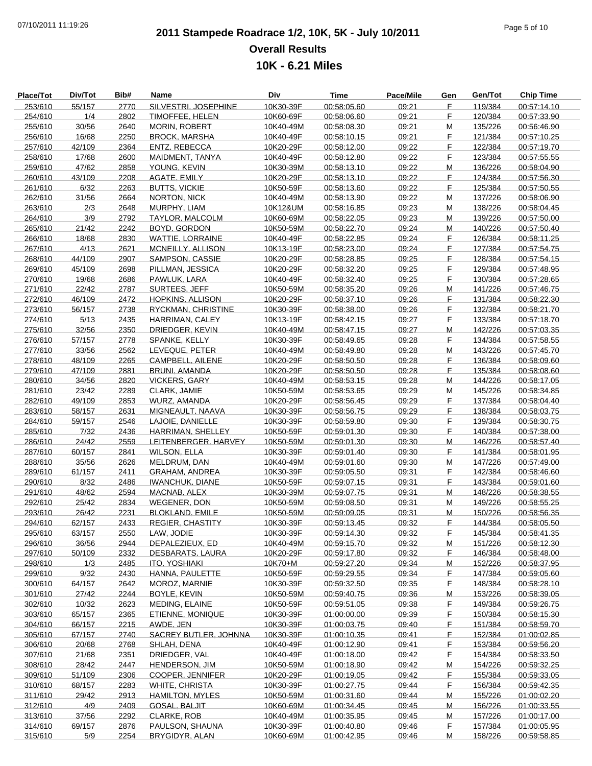# 2011 Stampede Roadrace 1/2, 10K, 5K - July 10/2011

## Overall Results

## 10K - 6.21 Miles

| Place/Tot | Div/Tot | Bib# | Name | Div | Time | Pace/Mile | Gen | Gen/Tot | Chip Time |
|---|---|---|---|---|---|---|---|---|---|
| 253/610 | 55/157 | 2770 | SILVESTRI, JOSEPHINE | 10K30-39F | 00:58:05.60 | 09:21 | F | 119/384 | 00:57:14.10 |
| 254/610 | 1/4 | 2802 | TIMOFFEE, HELEN | 10K60-69F | 00:58:06.60 | 09:21 | F | 120/384 | 00:57:33.90 |
| 255/610 | 30/56 | 2640 | MORIN, ROBERT | 10K40-49M | 00:58:08.30 | 09:21 | M | 135/226 | 00:56:46.90 |
| 256/610 | 16/68 | 2250 | BROCK, MARSHA | 10K40-49F | 00:58:10.15 | 09:21 | F | 121/384 | 00:57:10.25 |
| 257/610 | 42/109 | 2364 | ENTZ, REBECCA | 10K20-29F | 00:58:12.00 | 09:22 | F | 122/384 | 00:57:19.70 |
| 258/610 | 17/68 | 2600 | MAIDMENT, TANYA | 10K40-49F | 00:58:12.80 | 09:22 | F | 123/384 | 00:57:55.55 |
| 259/610 | 47/62 | 2858 | YOUNG, KEVIN | 10K30-39M | 00:58:13.10 | 09:22 | M | 136/226 | 00:58:04.90 |
| 260/610 | 43/109 | 2208 | AGATE, EMILY | 10K20-29F | 00:58:13.10 | 09:22 | F | 124/384 | 00:57:56.30 |
| 261/610 | 6/32 | 2263 | BUTTS, VICKIE | 10K50-59F | 00:58:13.60 | 09:22 | F | 125/384 | 00:57:50.55 |
| 262/610 | 31/56 | 2664 | NORTON, NICK | 10K40-49M | 00:58:13.90 | 09:22 | M | 137/226 | 00:58:06.90 |
| 263/610 | 2/3 | 2648 | MURPHY, LIAM | 10K12&UM | 00:58:16.85 | 09:23 | M | 138/226 | 00:58:04.45 |
| 264/610 | 3/9 | 2792 | TAYLOR, MALCOLM | 10K60-69M | 00:58:22.05 | 09:23 | M | 139/226 | 00:57:50.00 |
| 265/610 | 21/42 | 2242 | BOYD, GORDON | 10K50-59M | 00:58:22.70 | 09:24 | M | 140/226 | 00:57:50.40 |
| 266/610 | 18/68 | 2830 | WATTIE, LORRAINE | 10K40-49F | 00:58:22.85 | 09:24 | F | 126/384 | 00:58:11.25 |
| 267/610 | 4/13 | 2621 | MCNEILLY, ALLISON | 10K13-19F | 00:58:23.00 | 09:24 | F | 127/384 | 00:57:54.75 |
| 268/610 | 44/109 | 2907 | SAMPSON, CASSIE | 10K20-29F | 00:58:28.85 | 09:25 | F | 128/384 | 00:57:54.15 |
| 269/610 | 45/109 | 2698 | PILLMAN, JESSICA | 10K20-29F | 00:58:32.20 | 09:25 | F | 129/384 | 00:57:48.95 |
| 270/610 | 19/68 | 2686 | PAWLUK, LARA | 10K40-49F | 00:58:32.40 | 09:25 | F | 130/384 | 00:57:28.65 |
| 271/610 | 22/42 | 2787 | SURTEES, JEFF | 10K50-59M | 00:58:35.20 | 09:26 | M | 141/226 | 00:57:46.75 |
| 272/610 | 46/109 | 2472 | HOPKINS, ALLISON | 10K20-29F | 00:58:37.10 | 09:26 | F | 131/384 | 00:58:22.30 |
| 273/610 | 56/157 | 2738 | RYCKMAN, CHRISTINE | 10K30-39F | 00:58:38.00 | 09:26 | F | 132/384 | 00:58:21.70 |
| 274/610 | 5/13 | 2435 | HARRIMAN, CALEY | 10K13-19F | 00:58:42.15 | 09:27 | F | 133/384 | 00:57:18.70 |
| 275/610 | 32/56 | 2350 | DRIEDGER, KEVIN | 10K40-49M | 00:58:47.15 | 09:27 | M | 142/226 | 00:57:03.35 |
| 276/610 | 57/157 | 2778 | SPANKE, KELLY | 10K30-39F | 00:58:49.65 | 09:28 | F | 134/384 | 00:57:58.55 |
| 277/610 | 33/56 | 2562 | LEVEQUE, PETER | 10K40-49M | 00:58:49.80 | 09:28 | M | 143/226 | 00:57:45.70 |
| 278/610 | 48/109 | 2265 | CAMPBELL, AILENE | 10K20-29F | 00:58:50.50 | 09:28 | F | 136/384 | 00:58:09.60 |
| 279/610 | 47/109 | 2881 | BRUNI, AMANDA | 10K20-29F | 00:58:50.50 | 09:28 | F | 135/384 | 00:58:08.60 |
| 280/610 | 34/56 | 2820 | VICKERS, GARY | 10K40-49M | 00:58:53.15 | 09:28 | M | 144/226 | 00:58:17.05 |
| 281/610 | 23/42 | 2289 | CLARK, JAMIE | 10K50-59M | 00:58:53.65 | 09:29 | M | 145/226 | 00:58:34.85 |
| 282/610 | 49/109 | 2853 | WURZ, AMANDA | 10K20-29F | 00:58:56.45 | 09:29 | F | 137/384 | 00:58:04.40 |
| 283/610 | 58/157 | 2631 | MIGNEAULT, NAAVA | 10K30-39F | 00:58:56.75 | 09:29 | F | 138/384 | 00:58:03.75 |
| 284/610 | 59/157 | 2546 | LAJOIE, DANIELLE | 10K30-39F | 00:58:59.80 | 09:30 | F | 139/384 | 00:58:30.75 |
| 285/610 | 7/32 | 2436 | HARRIMAN, SHELLEY | 10K50-59F | 00:59:01.30 | 09:30 | F | 140/384 | 00:57:38.00 |
| 286/610 | 24/42 | 2559 | LEITENBERGER, HARVEY | 10K50-59M | 00:59:01.30 | 09:30 | M | 146/226 | 00:58:57.40 |
| 287/610 | 60/157 | 2841 | WILSON, ELLA | 10K30-39F | 00:59:01.40 | 09:30 | F | 141/384 | 00:58:01.95 |
| 288/610 | 35/56 | 2626 | MELDRUM, DAN | 10K40-49M | 00:59:01.60 | 09:30 | M | 147/226 | 00:57:49.00 |
| 289/610 | 61/157 | 2411 | GRAHAM, ANDREA | 10K30-39F | 00:59:05.50 | 09:31 | F | 142/384 | 00:58:46.60 |
| 290/610 | 8/32 | 2486 | IWANCHUK, DIANE | 10K50-59F | 00:59:07.15 | 09:31 | F | 143/384 | 00:59:01.60 |
| 291/610 | 48/62 | 2594 | MACNAB, ALEX | 10K30-39M | 00:59:07.75 | 09:31 | M | 148/226 | 00:58:38.55 |
| 292/610 | 25/42 | 2834 | WEGENER, DON | 10K50-59M | 00:59:08.50 | 09:31 | M | 149/226 | 00:58:55.25 |
| 293/610 | 26/42 | 2231 | BLOKLAND, EMILE | 10K50-59M | 00:59:09.05 | 09:31 | M | 150/226 | 00:58:56.35 |
| 294/610 | 62/157 | 2433 | REGIER, CHASTITY | 10K30-39F | 00:59:13.45 | 09:32 | F | 144/384 | 00:58:05.50 |
| 295/610 | 63/157 | 2550 | LAW, JODIE | 10K30-39F | 00:59:14.30 | 09:32 | F | 145/384 | 00:58:41.35 |
| 296/610 | 36/56 | 2944 | DEPALEZIEUX, ED | 10K40-49M | 00:59:15.70 | 09:32 | M | 151/226 | 00:58:12.30 |
| 297/610 | 50/109 | 2332 | DESBARATS, LAURA | 10K20-29F | 00:59:17.80 | 09:32 | F | 146/384 | 00:58:48.00 |
| 298/610 | 1/3 | 2485 | ITO, YOSHIAKI | 10K70+M | 00:59:27.20 | 09:34 | M | 152/226 | 00:58:37.95 |
| 299/610 | 9/32 | 2430 | HANNA, PAULETTE | 10K50-59F | 00:59:29.55 | 09:34 | F | 147/384 | 00:59:05.60 |
| 300/610 | 64/157 | 2642 | MOROZ, MARNIE | 10K30-39F | 00:59:32.50 | 09:35 | F | 148/384 | 00:58:28.10 |
| 301/610 | 27/42 | 2244 | BOYLE, KEVIN | 10K50-59M | 00:59:40.75 | 09:36 | M | 153/226 | 00:58:39.05 |
| 302/610 | 10/32 | 2623 | MEDING, ELAINE | 10K50-59F | 00:59:51.05 | 09:38 | F | 149/384 | 00:59:26.75 |
| 303/610 | 65/157 | 2365 | ETIENNE, MONIQUE | 10K30-39F | 01:00:00.00 | 09:39 | F | 150/384 | 00:58:15.30 |
| 304/610 | 66/157 | 2215 | AWDE, JEN | 10K30-39F | 01:00:03.75 | 09:40 | F | 151/384 | 00:58:59.70 |
| 305/610 | 67/157 | 2740 | SACREY BUTLER, JOHNNA | 10K30-39F | 01:00:10.35 | 09:41 | F | 152/384 | 01:00:02.85 |
| 306/610 | 20/68 | 2768 | SHLAH, DENA | 10K40-49F | 01:00:12.90 | 09:41 | F | 153/384 | 00:59:56.20 |
| 307/610 | 21/68 | 2351 | DRIEDGER, VAL | 10K40-49F | 01:00:18.00 | 09:42 | F | 154/384 | 00:58:33.50 |
| 308/610 | 28/42 | 2447 | HENDERSON, JIM | 10K50-59M | 01:00:18.90 | 09:42 | M | 154/226 | 00:59:32.25 |
| 309/610 | 51/109 | 2306 | COOPER, JENNIFER | 10K20-29F | 01:00:19.05 | 09:42 | F | 155/384 | 00:59:33.05 |
| 310/610 | 68/157 | 2283 | WHITE, CHRISTA | 10K30-39F | 01:00:27.75 | 09:44 | F | 156/384 | 00:59:42.35 |
| 311/610 | 29/42 | 2913 | HAMILTON, MYLES | 10K50-59M | 01:00:31.60 | 09:44 | M | 155/226 | 01:00:02.20 |
| 312/610 | 4/9 | 2409 | GOSAL, BALJIT | 10K60-69M | 01:00:34.45 | 09:45 | M | 156/226 | 01:00:33.55 |
| 313/610 | 37/56 | 2292 | CLARKE, ROB | 10K40-49M | 01:00:35.95 | 09:45 | M | 157/226 | 01:00:17.00 |
| 314/610 | 69/157 | 2876 | PAULSON, SHAUNA | 10K30-39F | 01:00:40.80 | 09:46 | F | 157/384 | 01:00:05.95 |
| 315/610 | 5/9 | 2254 | BRYGIDYR, ALAN | 10K60-69M | 01:00:42.95 | 09:46 | M | 158/226 | 00:59:58.85 |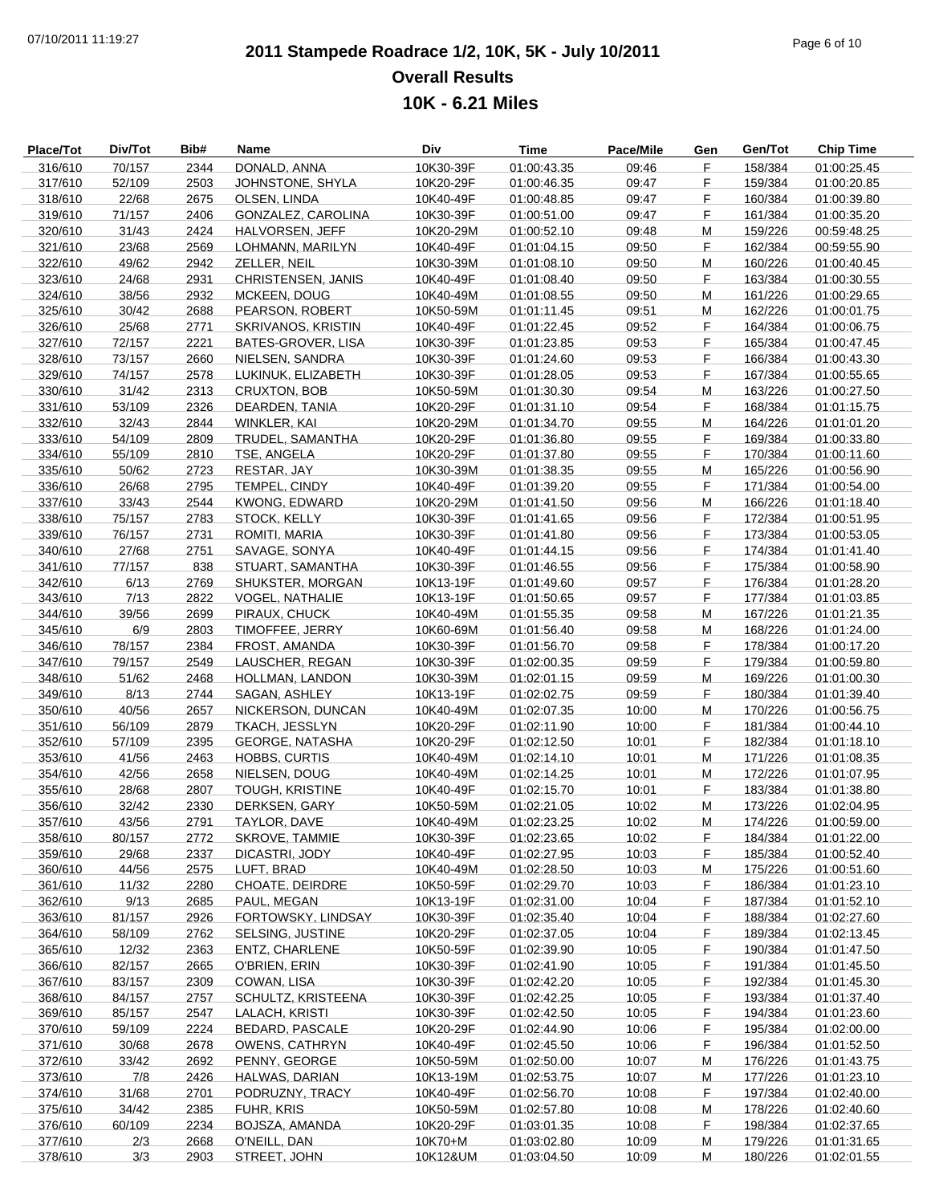# 2011 Stampede Roadrace 1/2, 10K, 5K - July 10/2011

## Overall Results

### 10K - 6.21 Miles

| Place/Tot | Div/Tot | Bib# | Name | Div | Time | Pace/Mile | Gen | Gen/Tot | Chip Time |
|---|---|---|---|---|---|---|---|---|---|
| 316/610 | 70/157 | 2344 | DONALD, ANNA | 10K30-39F | 01:00:43.35 | 09:46 | F | 158/384 | 01:00:25.45 |
| 317/610 | 52/109 | 2503 | JOHNSTONE, SHYLA | 10K20-29F | 01:00:46.35 | 09:47 | F | 159/384 | 01:00:20.85 |
| 318/610 | 22/68 | 2675 | OLSEN, LINDA | 10K40-49F | 01:00:48.85 | 09:47 | F | 160/384 | 01:00:39.80 |
| 319/610 | 71/157 | 2406 | GONZALEZ, CAROLINA | 10K30-39F | 01:00:51.00 | 09:47 | F | 161/384 | 01:00:35.20 |
| 320/610 | 31/43 | 2424 | HALVORSEN, JEFF | 10K20-29M | 01:00:52.10 | 09:48 | M | 159/226 | 00:59:48.25 |
| 321/610 | 23/68 | 2569 | LOHMANN, MARILYN | 10K40-49F | 01:01:04.15 | 09:50 | F | 162/384 | 00:59:55.90 |
| 322/610 | 49/62 | 2942 | ZELLER, NEIL | 10K30-39M | 01:01:08.10 | 09:50 | M | 160/226 | 01:00:40.45 |
| 323/610 | 24/68 | 2931 | CHRISTENSEN, JANIS | 10K40-49F | 01:01:08.40 | 09:50 | F | 163/384 | 01:00:30.55 |
| 324/610 | 38/56 | 2932 | MCKEEN, DOUG | 10K40-49M | 01:01:08.55 | 09:50 | M | 161/226 | 01:00:29.65 |
| 325/610 | 30/42 | 2688 | PEARSON, ROBERT | 10K50-59M | 01:01:11.45 | 09:51 | M | 162/226 | 01:00:01.75 |
| 326/610 | 25/68 | 2771 | SKRIVANOS, KRISTIN | 10K40-49F | 01:01:22.45 | 09:52 | F | 164/384 | 01:00:06.75 |
| 327/610 | 72/157 | 2221 | BATES-GROVER, LISA | 10K30-39F | 01:01:23.85 | 09:53 | F | 165/384 | 01:00:47.45 |
| 328/610 | 73/157 | 2660 | NIELSEN, SANDRA | 10K30-39F | 01:01:24.60 | 09:53 | F | 166/384 | 01:00:43.30 |
| 329/610 | 74/157 | 2578 | LUKINUK, ELIZABETH | 10K30-39F | 01:01:28.05 | 09:53 | F | 167/384 | 01:00:55.65 |
| 330/610 | 31/42 | 2313 | CRUXTON, BOB | 10K50-59M | 01:01:30.30 | 09:54 | M | 163/226 | 01:00:27.50 |
| 331/610 | 53/109 | 2326 | DEARDEN, TANIA | 10K20-29F | 01:01:31.10 | 09:54 | F | 168/384 | 01:01:15.75 |
| 332/610 | 32/43 | 2844 | WINKLER, KAI | 10K20-29M | 01:01:34.70 | 09:55 | M | 164/226 | 01:01:01.20 |
| 333/610 | 54/109 | 2809 | TRUDEL, SAMANTHA | 10K20-29F | 01:01:36.80 | 09:55 | F | 169/384 | 01:00:33.80 |
| 334/610 | 55/109 | 2810 | TSE, ANGELA | 10K20-29F | 01:01:37.80 | 09:55 | F | 170/384 | 01:00:11.60 |
| 335/610 | 50/62 | 2723 | RESTAR, JAY | 10K30-39M | 01:01:38.35 | 09:55 | M | 165/226 | 01:00:56.90 |
| 336/610 | 26/68 | 2795 | TEMPEL, CINDY | 10K40-49F | 01:01:39.20 | 09:55 | F | 171/384 | 01:00:54.00 |
| 337/610 | 33/43 | 2544 | KWONG, EDWARD | 10K20-29M | 01:01:41.50 | 09:56 | M | 166/226 | 01:01:18.40 |
| 338/610 | 75/157 | 2783 | STOCK, KELLY | 10K30-39F | 01:01:41.65 | 09:56 | F | 172/384 | 01:00:51.95 |
| 339/610 | 76/157 | 2731 | ROMITI, MARIA | 10K30-39F | 01:01:41.80 | 09:56 | F | 173/384 | 01:00:53.05 |
| 340/610 | 27/68 | 2751 | SAVAGE, SONYA | 10K40-49F | 01:01:44.15 | 09:56 | F | 174/384 | 01:01:41.40 |
| 341/610 | 77/157 | 838 | STUART, SAMANTHA | 10K30-39F | 01:01:46.55 | 09:56 | F | 175/384 | 01:00:58.90 |
| 342/610 | 6/13 | 2769 | SHUKSTER, MORGAN | 10K13-19F | 01:01:49.60 | 09:57 | F | 176/384 | 01:01:28.20 |
| 343/610 | 7/13 | 2822 | VOGEL, NATHALIE | 10K13-19F | 01:01:50.65 | 09:57 | F | 177/384 | 01:01:03.85 |
| 344/610 | 39/56 | 2699 | PIRAUX, CHUCK | 10K40-49M | 01:01:55.35 | 09:58 | M | 167/226 | 01:01:21.35 |
| 345/610 | 6/9 | 2803 | TIMOFFEE, JERRY | 10K60-69M | 01:01:56.40 | 09:58 | M | 168/226 | 01:01:24.00 |
| 346/610 | 78/157 | 2384 | FROST, AMANDA | 10K30-39F | 01:01:56.70 | 09:58 | F | 178/384 | 01:00:17.20 |
| 347/610 | 79/157 | 2549 | LAUSCHER, REGAN | 10K30-39F | 01:02:00.35 | 09:59 | F | 179/384 | 01:00:59.80 |
| 348/610 | 51/62 | 2468 | HOLLMAN, LANDON | 10K30-39M | 01:02:01.15 | 09:59 | M | 169/226 | 01:01:00.30 |
| 349/610 | 8/13 | 2744 | SAGAN, ASHLEY | 10K13-19F | 01:02:02.75 | 09:59 | F | 180/384 | 01:01:39.40 |
| 350/610 | 40/56 | 2657 | NICKERSON, DUNCAN | 10K40-49M | 01:02:07.35 | 10:00 | M | 170/226 | 01:00:56.75 |
| 351/610 | 56/109 | 2879 | TKACH, JESSLYN | 10K20-29F | 01:02:11.90 | 10:00 | F | 181/384 | 01:00:44.10 |
| 352/610 | 57/109 | 2395 | GEORGE, NATASHA | 10K20-29F | 01:02:12.50 | 10:01 | F | 182/384 | 01:01:18.10 |
| 353/610 | 41/56 | 2463 | HOBBS, CURTIS | 10K40-49M | 01:02:14.10 | 10:01 | M | 171/226 | 01:01:08.35 |
| 354/610 | 42/56 | 2658 | NIELSEN, DOUG | 10K40-49M | 01:02:14.25 | 10:01 | M | 172/226 | 01:01:07.95 |
| 355/610 | 28/68 | 2807 | TOUGH, KRISTINE | 10K40-49F | 01:02:15.70 | 10:01 | F | 183/384 | 01:01:38.80 |
| 356/610 | 32/42 | 2330 | DERKSEN, GARY | 10K50-59M | 01:02:21.05 | 10:02 | M | 173/226 | 01:02:04.95 |
| 357/610 | 43/56 | 2791 | TAYLOR, DAVE | 10K40-49M | 01:02:23.25 | 10:02 | M | 174/226 | 01:00:59.00 |
| 358/610 | 80/157 | 2772 | SKROVE, TAMMIE | 10K30-39F | 01:02:23.65 | 10:02 | F | 184/384 | 01:01:22.00 |
| 359/610 | 29/68 | 2337 | DICASTRI, JODY | 10K40-49F | 01:02:27.95 | 10:03 | F | 185/384 | 01:00:52.40 |
| 360/610 | 44/56 | 2575 | LUFT, BRAD | 10K40-49M | 01:02:28.50 | 10:03 | M | 175/226 | 01:00:51.60 |
| 361/610 | 11/32 | 2280 | CHOATE, DEIRDRE | 10K50-59F | 01:02:29.70 | 10:03 | F | 186/384 | 01:01:23.10 |
| 362/610 | 9/13 | 2685 | PAUL, MEGAN | 10K13-19F | 01:02:31.00 | 10:04 | F | 187/384 | 01:01:52.10 |
| 363/610 | 81/157 | 2926 | FORTOWSKY, LINDSAY | 10K30-39F | 01:02:35.40 | 10:04 | F | 188/384 | 01:02:27.60 |
| 364/610 | 58/109 | 2762 | SELSING, JUSTINE | 10K20-29F | 01:02:37.05 | 10:04 | F | 189/384 | 01:02:13.45 |
| 365/610 | 12/32 | 2363 | ENTZ, CHARLENE | 10K50-59F | 01:02:39.90 | 10:05 | F | 190/384 | 01:01:47.50 |
| 366/610 | 82/157 | 2665 | O'BRIEN, ERIN | 10K30-39F | 01:02:41.90 | 10:05 | F | 191/384 | 01:01:45.50 |
| 367/610 | 83/157 | 2309 | COWAN, LISA | 10K30-39F | 01:02:42.20 | 10:05 | F | 192/384 | 01:01:45.30 |
| 368/610 | 84/157 | 2757 | SCHULTZ, KRISTEENA | 10K30-39F | 01:02:42.25 | 10:05 | F | 193/384 | 01:01:37.40 |
| 369/610 | 85/157 | 2547 | LALACH, KRISTI | 10K30-39F | 01:02:42.50 | 10:05 | F | 194/384 | 01:01:23.60 |
| 370/610 | 59/109 | 2224 | BEDARD, PASCALE | 10K20-29F | 01:02:44.90 | 10:06 | F | 195/384 | 01:02:00.00 |
| 371/610 | 30/68 | 2678 | OWENS, CATHRYN | 10K40-49F | 01:02:45.50 | 10:06 | F | 196/384 | 01:01:52.50 |
| 372/610 | 33/42 | 2692 | PENNY, GEORGE | 10K50-59M | 01:02:50.00 | 10:07 | M | 176/226 | 01:01:43.75 |
| 373/610 | 7/8 | 2426 | HALWAS, DARIAN | 10K13-19M | 01:02:53.75 | 10:07 | M | 177/226 | 01:01:23.10 |
| 374/610 | 31/68 | 2701 | PODRUZNY, TRACY | 10K40-49F | 01:02:56.70 | 10:08 | F | 197/384 | 01:02:40.00 |
| 375/610 | 34/42 | 2385 | FUHR, KRIS | 10K50-59M | 01:02:57.80 | 10:08 | M | 178/226 | 01:02:40.60 |
| 376/610 | 60/109 | 2234 | BOJSZA, AMANDA | 10K20-29F | 01:03:01.35 | 10:08 | F | 198/384 | 01:02:37.65 |
| 377/610 | 2/3 | 2668 | O'NEILL, DAN | 10K70+M | 01:03:02.80 | 10:09 | M | 179/226 | 01:01:31.65 |
| 378/610 | 3/3 | 2903 | STREET, JOHN | 10K12&UM | 01:03:04.50 | 10:09 | M | 180/226 | 01:02:01.55 |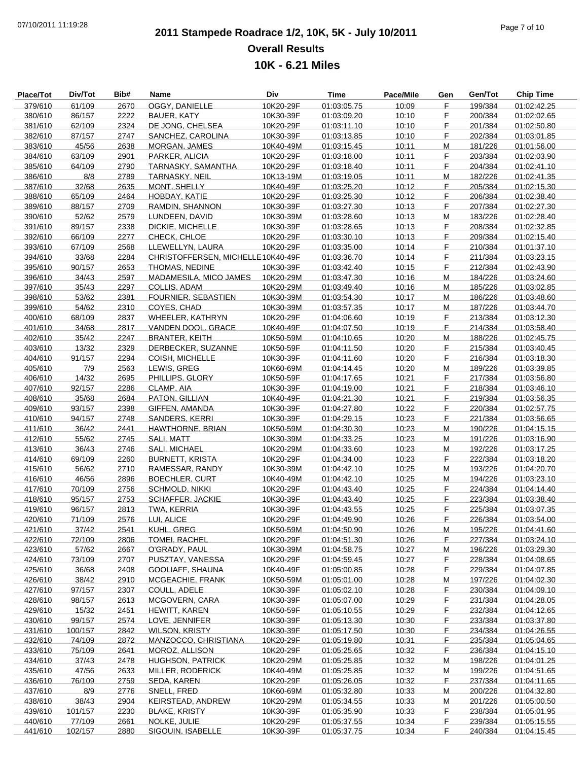# 2011 Stampede Roadrace 1/2, 10K, 5K - July 10/2011

## Overall Results

## 10K - 6.21 Miles

| Place/Tot | Div/Tot | Bib# | Name | Div | Time | Pace/Mile | Gen | Gen/Tot | Chip Time |
|---|---|---|---|---|---|---|---|---|---|
| 379/610 | 61/109 | 2670 | OGGY, DANIELLE | 10K20-29F | 01:03:05.75 | 10:09 | F | 199/384 | 01:02:42.25 |
| 380/610 | 86/157 | 2222 | BAUER, KATY | 10K30-39F | 01:03:09.20 | 10:10 | F | 200/384 | 01:02:02.65 |
| 381/610 | 62/109 | 2324 | DE JONG, CHELSEA | 10K20-29F | 01:03:11.10 | 10:10 | F | 201/384 | 01:02:50.80 |
| 382/610 | 87/157 | 2747 | SANCHEZ, CAROLINA | 10K30-39F | 01:03:13.85 | 10:10 | F | 202/384 | 01:03:01.85 |
| 383/610 | 45/56 | 2638 | MORGAN, JAMES | 10K40-49M | 01:03:15.45 | 10:11 | M | 181/226 | 01:01:56.00 |
| 384/610 | 63/109 | 2901 | PARKER, ALICIA | 10K20-29F | 01:03:18.00 | 10:11 | F | 203/384 | 01:02:03.90 |
| 385/610 | 64/109 | 2790 | TARNASKY, SAMANTHA | 10K20-29F | 01:03:18.40 | 10:11 | F | 204/384 | 01:02:41.10 |
| 386/610 | 8/8 | 2789 | TARNASKY, NEIL | 10K13-19M | 01:03:19.05 | 10:11 | M | 182/226 | 01:02:41.35 |
| 387/610 | 32/68 | 2635 | MONT, SHELLY | 10K40-49F | 01:03:25.20 | 10:12 | F | 205/384 | 01:02:15.30 |
| 388/610 | 65/109 | 2464 | HOBDAY, KATIE | 10K20-29F | 01:03:25.30 | 10:12 | F | 206/384 | 01:02:38.40 |
| 389/610 | 88/157 | 2709 | RAMDIN, SHANNON | 10K30-39F | 01:03:27.30 | 10:13 | F | 207/384 | 01:02:27.30 |
| 390/610 | 52/62 | 2579 | LUNDEEN, DAVID | 10K30-39M | 01:03:28.60 | 10:13 | M | 183/226 | 01:02:28.40 |
| 391/610 | 89/157 | 2338 | DICKIE, MICHELLE | 10K30-39F | 01:03:28.65 | 10:13 | F | 208/384 | 01:02:32.85 |
| 392/610 | 66/109 | 2277 | CHECK, CHLOE | 10K20-29F | 01:03:30.10 | 10:13 | F | 209/384 | 01:02:15.40 |
| 393/610 | 67/109 | 2568 | LLEWELLYN, LAURA | 10K20-29F | 01:03:35.00 | 10:14 | F | 210/384 | 01:01:37.10 |
| 394/610 | 33/68 | 2284 | CHRISTOFFERSEN, MICHELLE | 10K40-49F | 01:03:36.70 | 10:14 | F | 211/384 | 01:03:23.15 |
| 395/610 | 90/157 | 2653 | THOMAS, NEDINE | 10K30-39F | 01:03:42.40 | 10:15 | F | 212/384 | 01:02:43.90 |
| 396/610 | 34/43 | 2597 | MADAMESILA, MICO JAMES | 10K20-29M | 01:03:47.30 | 10:16 | M | 184/226 | 01:03:24.60 |
| 397/610 | 35/43 | 2297 | COLLIS, ADAM | 10K20-29M | 01:03:49.40 | 10:16 | M | 185/226 | 01:03:02.85 |
| 398/610 | 53/62 | 2381 | FOURNIER, SEBASTIEN | 10K30-39M | 01:03:54.30 | 10:17 | M | 186/226 | 01:03:48.60 |
| 399/610 | 54/62 | 2310 | COYES, CHAD | 10K30-39M | 01:03:57.35 | 10:17 | M | 187/226 | 01:03:44.70 |
| 400/610 | 68/109 | 2837 | WHEELER, KATHRYN | 10K20-29F | 01:04:06.60 | 10:19 | F | 213/384 | 01:03:12.30 |
| 401/610 | 34/68 | 2817 | VANDEN DOOL, GRACE | 10K40-49F | 01:04:07.50 | 10:19 | F | 214/384 | 01:03:58.40 |
| 402/610 | 35/42 | 2247 | BRANTER, KEITH | 10K50-59M | 01:04:10.65 | 10:20 | M | 188/226 | 01:02:45.75 |
| 403/610 | 13/32 | 2329 | DERBECKER, SUZANNE | 10K50-59F | 01:04:11.50 | 10:20 | F | 215/384 | 01:03:40.45 |
| 404/610 | 91/157 | 2294 | COISH, MICHELLE | 10K30-39F | 01:04:11.60 | 10:20 | F | 216/384 | 01:03:18.30 |
| 405/610 | 7/9 | 2563 | LEWIS, GREG | 10K60-69M | 01:04:14.45 | 10:20 | M | 189/226 | 01:03:39.85 |
| 406/610 | 14/32 | 2695 | PHILLIPS, GLORY | 10K50-59F | 01:04:17.65 | 10:21 | F | 217/384 | 01:03:56.80 |
| 407/610 | 92/157 | 2286 | CLAMP, AIA | 10K30-39F | 01:04:19.00 | 10:21 | F | 218/384 | 01:03:46.10 |
| 408/610 | 35/68 | 2684 | PATON, GILLIAN | 10K40-49F | 01:04:21.30 | 10:21 | F | 219/384 | 01:03:56.35 |
| 409/610 | 93/157 | 2398 | GIFFEN, AMANDA | 10K30-39F | 01:04:27.80 | 10:22 | F | 220/384 | 01:02:57.75 |
| 410/610 | 94/157 | 2748 | SANDERS, KERRI | 10K30-39F | 01:04:29.15 | 10:23 | F | 221/384 | 01:03:56.65 |
| 411/610 | 36/42 | 2441 | HAWTHORNE, BRIAN | 10K50-59M | 01:04:30.30 | 10:23 | M | 190/226 | 01:04:15.15 |
| 412/610 | 55/62 | 2745 | SALI, MATT | 10K30-39M | 01:04:33.25 | 10:23 | M | 191/226 | 01:03:16.90 |
| 413/610 | 36/43 | 2746 | SALI, MICHAEL | 10K20-29M | 01:04:33.60 | 10:23 | M | 192/226 | 01:03:17.25 |
| 414/610 | 69/109 | 2260 | BURNETT, KRISTA | 10K20-29F | 01:04:34.00 | 10:23 | F | 222/384 | 01:03:18.20 |
| 415/610 | 56/62 | 2710 | RAMESSAR, RANDY | 10K30-39M | 01:04:42.10 | 10:25 | M | 193/226 | 01:04:20.70 |
| 416/610 | 46/56 | 2896 | BOECHLER, CURT | 10K40-49M | 01:04:42.10 | 10:25 | M | 194/226 | 01:03:23.10 |
| 417/610 | 70/109 | 2756 | SCHMOLD, NIKKI | 10K20-29F | 01:04:43.40 | 10:25 | F | 224/384 | 01:04:14.40 |
| 418/610 | 95/157 | 2753 | SCHAFFER, JACKIE | 10K30-39F | 01:04:43.40 | 10:25 | F | 223/384 | 01:03:38.40 |
| 419/610 | 96/157 | 2813 | TWA, KERRIA | 10K30-39F | 01:04:43.55 | 10:25 | F | 225/384 | 01:03:07.35 |
| 420/610 | 71/109 | 2576 | LUI, ALICE | 10K20-29F | 01:04:49.90 | 10:26 | F | 226/384 | 01:03:54.00 |
| 421/610 | 37/42 | 2541 | KUHL, GREG | 10K50-59M | 01:04:50.90 | 10:26 | M | 195/226 | 01:04:41.60 |
| 422/610 | 72/109 | 2806 | TOMEI, RACHEL | 10K20-29F | 01:04:51.30 | 10:26 | F | 227/384 | 01:03:24.10 |
| 423/610 | 57/62 | 2667 | O'GRADY, PAUL | 10K30-39M | 01:04:58.75 | 10:27 | M | 196/226 | 01:03:29.30 |
| 424/610 | 73/109 | 2707 | PUSZTAY, VANESSA | 10K20-29F | 01:04:59.45 | 10:27 | F | 228/384 | 01:04:08.65 |
| 425/610 | 36/68 | 2408 | GOOLIAFF, SHAUNA | 10K40-49F | 01:05:00.85 | 10:28 | F | 229/384 | 01:04:07.85 |
| 426/610 | 38/42 | 2910 | MCGEACHIE, FRANK | 10K50-59M | 01:05:01.00 | 10:28 | M | 197/226 | 01:04:02.30 |
| 427/610 | 97/157 | 2307 | COULL, ADELE | 10K30-39F | 01:05:02.10 | 10:28 | F | 230/384 | 01:04:09.10 |
| 428/610 | 98/157 | 2613 | MCGOVERN, CARA | 10K30-39F | 01:05:07.00 | 10:29 | F | 231/384 | 01:04:28.05 |
| 429/610 | 15/32 | 2451 | HEWITT, KAREN | 10K50-59F | 01:05:10.55 | 10:29 | F | 232/384 | 01:04:12.65 |
| 430/610 | 99/157 | 2574 | LOVE, JENNIFER | 10K30-39F | 01:05:13.30 | 10:30 | F | 233/384 | 01:03:37.80 |
| 431/610 | 100/157 | 2842 | WILSON, KRISTY | 10K30-39F | 01:05:17.50 | 10:30 | F | 234/384 | 01:04:26.55 |
| 432/610 | 74/109 | 2872 | MANZOCCO, CHRISTIANA | 10K20-29F | 01:05:19.80 | 10:31 | F | 235/384 | 01:05:04.65 |
| 433/610 | 75/109 | 2641 | MOROZ, ALLISON | 10K20-29F | 01:05:25.65 | 10:32 | F | 236/384 | 01:04:15.10 |
| 434/610 | 37/43 | 2478 | HUGHSON, PATRICK | 10K20-29M | 01:05:25.85 | 10:32 | M | 198/226 | 01:04:01.25 |
| 435/610 | 47/56 | 2633 | MILLER, RODERICK | 10K40-49M | 01:05:25.85 | 10:32 | M | 199/226 | 01:04:51.65 |
| 436/610 | 76/109 | 2759 | SEDA, KAREN | 10K20-29F | 01:05:26.05 | 10:32 | F | 237/384 | 01:04:11.65 |
| 437/610 | 8/9 | 2776 | SNELL, FRED | 10K60-69M | 01:05:32.80 | 10:33 | M | 200/226 | 01:04:32.80 |
| 438/610 | 38/43 | 2904 | KEIRSTEAD, ANDREW | 10K20-29M | 01:05:34.55 | 10:33 | M | 201/226 | 01:05:00.50 |
| 439/610 | 101/157 | 2230 | BLAKE, KRISTY | 10K30-39F | 01:05:35.90 | 10:33 | F | 238/384 | 01:05:01.95 |
| 440/610 | 77/109 | 2661 | NOLKE, JULIE | 10K20-29F | 01:05:37.55 | 10:34 | F | 239/384 | 01:05:15.55 |
| 441/610 | 102/157 | 2880 | SIGOUIN, ISABELLE | 10K30-39F | 01:05:37.75 | 10:34 | F | 240/384 | 01:04:15.45 |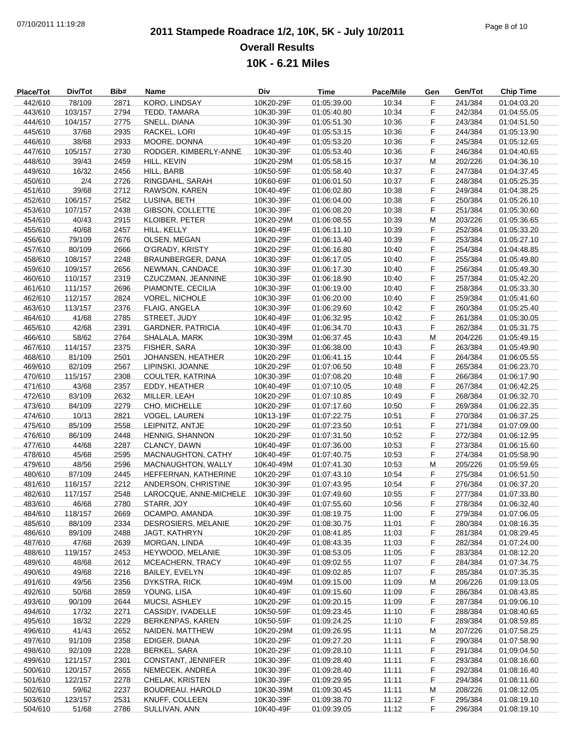# 2011 Stampede Roadrace 1/2, 10K, 5K - July 10/2011

## Overall Results

## 10K - 6.21 Miles

| Place/Tot | Div/Tot | Bib# | Name | Div | Time | Pace/Mile | Gen | Gen/Tot | Chip Time |
|---|---|---|---|---|---|---|---|---|---|
| 442/610 | 78/109 | 2871 | KORO, LINDSAY | 10K20-29F | 01:05:39.00 | 10:34 | F | 241/384 | 01:04:03.20 |
| 443/610 | 103/157 | 2794 | TEDD, TAMARA | 10K30-39F | 01:05:40.80 | 10:34 | F | 242/384 | 01:04:55.05 |
| 444/610 | 104/157 | 2775 | SNELL, DIANA | 10K30-39F | 01:05:51.30 | 10:36 | F | 243/384 | 01:04:51.50 |
| 445/610 | 37/68 | 2935 | RACKEL, LORI | 10K40-49F | 01:05:53.15 | 10:36 | F | 244/384 | 01:05:13.90 |
| 446/610 | 38/68 | 2933 | MOORE, DONNA | 10K40-49F | 01:05:53.20 | 10:36 | F | 245/384 | 01:05:12.65 |
| 447/610 | 105/157 | 2730 | RODGER, KIMBERLY-ANNE | 10K30-39F | 01:05:53.40 | 10:36 | F | 246/384 | 01:04:40.65 |
| 448/610 | 39/43 | 2459 | HILL, KEVIN | 10K20-29M | 01:05:58.15 | 10:37 | M | 202/226 | 01:04:36.10 |
| 449/610 | 16/32 | 2456 | HILL, BARB | 10K50-59F | 01:05:58.40 | 10:37 | F | 247/384 | 01:04:37.45 |
| 450/610 | 2/4 | 2726 | RINGDAHL, SARAH | 10K60-69F | 01:06:01.50 | 10:37 | F | 248/384 | 01:05:25.35 |
| 451/610 | 39/68 | 2712 | RAWSON, KAREN | 10K40-49F | 01:06:02.80 | 10:38 | F | 249/384 | 01:04:38.25 |
| 452/610 | 106/157 | 2582 | LUSINA, BETH | 10K30-39F | 01:06:04.00 | 10:38 | F | 250/384 | 01:05:26.10 |
| 453/610 | 107/157 | 2438 | GIBSON, COLLETTE | 10K30-39F | 01:06:08.20 | 10:38 | F | 251/384 | 01:05:30.60 |
| 454/610 | 40/43 | 2915 | KLOIBER, PETER | 10K20-29M | 01:06:08.55 | 10:39 | M | 203/226 | 01:05:36.65 |
| 455/610 | 40/68 | 2457 | HILL, KELLY | 10K40-49F | 01:06:11.10 | 10:39 | F | 252/384 | 01:05:33.20 |
| 456/610 | 79/109 | 2676 | OLSEN, MEGAN | 10K20-29F | 01:06:13.40 | 10:39 | F | 253/384 | 01:05:27.10 |
| 457/610 | 80/109 | 2666 | O'GRADY, KRISTY | 10K20-29F | 01:06:16.80 | 10:40 | F | 254/384 | 01:04:48.85 |
| 458/610 | 108/157 | 2248 | BRAUNBERGER, DANA | 10K30-39F | 01:06:17.05 | 10:40 | F | 255/384 | 01:05:49.80 |
| 459/610 | 109/157 | 2656 | NEWMAN, CANDACE | 10K30-39F | 01:06:17.30 | 10:40 | F | 256/384 | 01:05:49.30 |
| 460/610 | 110/157 | 2319 | CZUCZMAN, JEANNINE | 10K30-39F | 01:06:18.90 | 10:40 | F | 257/384 | 01:05:42.20 |
| 461/610 | 111/157 | 2696 | PIAMONTE, CECILIA | 10K30-39F | 01:06:19.00 | 10:40 | F | 258/384 | 01:05:33.30 |
| 462/610 | 112/157 | 2824 | VOREL, NICHOLE | 10K30-39F | 01:06:20.00 | 10:40 | F | 259/384 | 01:05:41.60 |
| 463/610 | 113/157 | 2376 | FLAIG, ANGELA | 10K30-39F | 01:06:29.60 | 10:42 | F | 260/384 | 01:05:25.40 |
| 464/610 | 41/68 | 2785 | STREET, JUDY | 10K40-49F | 01:06:32.95 | 10:42 | F | 261/384 | 01:05:30.05 |
| 465/610 | 42/68 | 2391 | GARDNER, PATRICIA | 10K40-49F | 01:06:34.70 | 10:43 | F | 262/384 | 01:05:31.75 |
| 466/610 | 58/62 | 2764 | SHALALA, MARK | 10K30-39M | 01:06:37.45 | 10:43 | M | 204/226 | 01:05:49.15 |
| 467/610 | 114/157 | 2375 | FISHER, SARA | 10K30-39F | 01:06:38.00 | 10:43 | F | 263/384 | 01:05:49.90 |
| 468/610 | 81/109 | 2501 | JOHANSEN, HEATHER | 10K20-29F | 01:06:41.15 | 10:44 | F | 264/384 | 01:06:05.55 |
| 469/610 | 82/109 | 2567 | LIPINSKI, JOANNE | 10K20-29F | 01:07:06.50 | 10:48 | F | 265/384 | 01:06:23.70 |
| 470/610 | 115/157 | 2308 | COULTER, KATRINA | 10K30-39F | 01:07:08.20 | 10:48 | F | 266/384 | 01:06:17.90 |
| 471/610 | 43/68 | 2357 | EDDY, HEATHER | 10K40-49F | 01:07:10.05 | 10:48 | F | 267/384 | 01:06:42.25 |
| 472/610 | 83/109 | 2632 | MILLER, LEAH | 10K20-29F | 01:07:10.85 | 10:49 | F | 268/384 | 01:06:32.70 |
| 473/610 | 84/109 | 2279 | CHO, MICHELLE | 10K20-29F | 01:07:17.60 | 10:50 | F | 269/384 | 01:06:22.35 |
| 474/610 | 10/13 | 2821 | VOGEL, LAUREN | 10K13-19F | 01:07:22.75 | 10:51 | F | 270/384 | 01:06:37.25 |
| 475/610 | 85/109 | 2558 | LEIPNITZ, ANTJE | 10K20-29F | 01:07:23.50 | 10:51 | F | 271/384 | 01:07:09.00 |
| 476/610 | 86/109 | 2448 | HENNIG, SHANNON | 10K20-29F | 01:07:31.50 | 10:52 | F | 272/384 | 01:06:12.95 |
| 477/610 | 44/68 | 2287 | CLANCY, DAWN | 10K40-49F | 01:07:36.00 | 10:53 | F | 273/384 | 01:06:15.60 |
| 478/610 | 45/68 | 2595 | MACNAUGHTON, CATHY | 10K40-49F | 01:07:40.75 | 10:53 | F | 274/384 | 01:05:58.90 |
| 479/610 | 48/56 | 2596 | MACNAUGHTON, WALLY | 10K40-49M | 01:07:41.30 | 10:53 | M | 205/226 | 01:05:59.65 |
| 480/610 | 87/109 | 2445 | HEFFERNAN, KATHERINE | 10K20-29F | 01:07:43.10 | 10:54 | F | 275/384 | 01:06:51.50 |
| 481/610 | 116/157 | 2212 | ANDERSON, CHRISTINE | 10K30-39F | 01:07:43.95 | 10:54 | F | 276/384 | 01:06:37.20 |
| 482/610 | 117/157 | 2548 | LAROCQUE, ANNE-MICHELE | 10K30-39F | 01:07:49.60 | 10:55 | F | 277/384 | 01:07:33.80 |
| 483/610 | 46/68 | 2780 | STARR, JOY | 10K40-49F | 01:07:55.60 | 10:56 | F | 278/384 | 01:06:32.40 |
| 484/610 | 118/157 | 2669 | OCAMPO, AMANDA | 10K30-39F | 01:08:19.75 | 11:00 | F | 279/384 | 01:07:06.05 |
| 485/610 | 88/109 | 2334 | DESROSIERS, MELANIE | 10K20-29F | 01:08:30.75 | 11:01 | F | 280/384 | 01:08:16.35 |
| 486/610 | 89/109 | 2488 | JAGT, KATHRYN | 10K20-29F | 01:08:41.85 | 11:03 | F | 281/384 | 01:08:29.45 |
| 487/610 | 47/68 | 2639 | MORGAN, LINDA | 10K40-49F | 01:08:43.35 | 11:03 | F | 282/384 | 01:07:24.00 |
| 488/610 | 119/157 | 2453 | HEYWOOD, MELANIE | 10K30-39F | 01:08:53.05 | 11:05 | F | 283/384 | 01:08:12.20 |
| 489/610 | 48/68 | 2612 | MCEACHERN, TRACY | 10K40-49F | 01:09:02.55 | 11:07 | F | 284/384 | 01:07:34.75 |
| 490/610 | 49/68 | 2216 | BAILEY, EVELYN | 10K40-49F | 01:09:02.85 | 11:07 | F | 285/384 | 01:07:35.35 |
| 491/610 | 49/56 | 2356 | DYKSTRA, RICK | 10K40-49M | 01:09:15.00 | 11:09 | M | 206/226 | 01:09:13.05 |
| 492/610 | 50/68 | 2859 | YOUNG, LISA | 10K40-49F | 01:09:15.60 | 11:09 | F | 286/384 | 01:08:43.85 |
| 493/610 | 90/109 | 2644 | MUCSI, ASHLEY | 10K20-29F | 01:09:20.15 | 11:09 | F | 287/384 | 01:09:06.10 |
| 494/610 | 17/32 | 2271 | CASSIDY, IVADELLE | 10K50-59F | 01:09:23.45 | 11:10 | F | 288/384 | 01:08:40.65 |
| 495/610 | 18/32 | 2229 | BERKENPAS, KAREN | 10K50-59F | 01:09:24.25 | 11:10 | F | 289/384 | 01:08:59.85 |
| 496/610 | 41/43 | 2652 | NAIDEN, MATTHEW | 10K20-29M | 01:09:26.95 | 11:11 | M | 207/226 | 01:07:58.25 |
| 497/610 | 91/109 | 2358 | EDIGER, DIANA | 10K20-29F | 01:09:27.20 | 11:11 | F | 290/384 | 01:07:58.90 |
| 498/610 | 92/109 | 2228 | BERKEL, SARA | 10K20-29F | 01:09:28.10 | 11:11 | F | 291/384 | 01:09:04.50 |
| 499/610 | 121/157 | 2301 | CONSTANT, JENNIFER | 10K30-39F | 01:09:28.40 | 11:11 | F | 293/384 | 01:08:16.60 |
| 500/610 | 120/157 | 2655 | NEMECEK, ANDREA | 10K30-39F | 01:09:28.40 | 11:11 | F | 292/384 | 01:08:16.40 |
| 501/610 | 122/157 | 2278 | CHELAK, KRISTEN | 10K30-39F | 01:09:29.95 | 11:11 | F | 294/384 | 01:08:11.60 |
| 502/610 | 59/62 | 2237 | BOUDREAU, HAROLD | 10K30-39M | 01:09:30.45 | 11:11 | M | 208/226 | 01:08:12.05 |
| 503/610 | 123/157 | 2531 | KNUFF, COLLEEN | 10K30-39F | 01:09:38.70 | 11:12 | F | 295/384 | 01:08:19.10 |
| 504/610 | 51/68 | 2786 | SULLIVAN, ANN | 10K40-49F | 01:09:39.05 | 11:12 | F | 296/384 | 01:08:19.10 |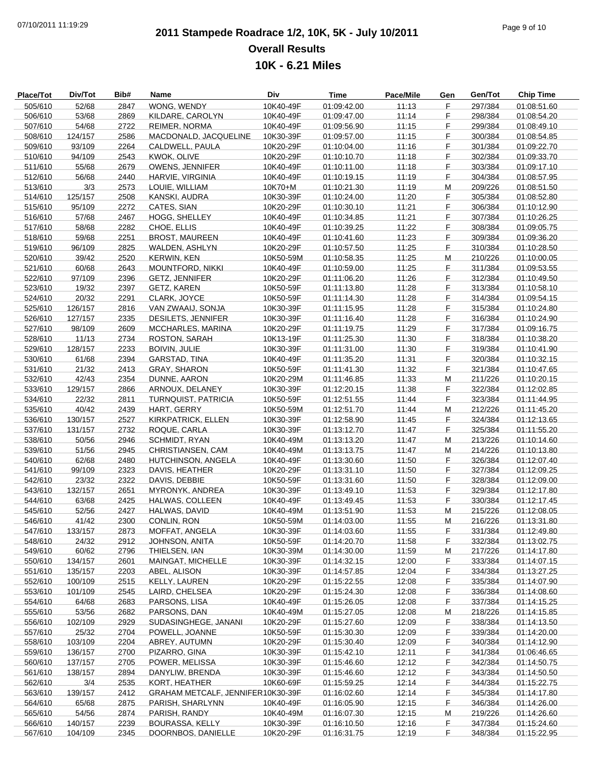# 2011 Stampede Roadrace 1/2, 10K, 5K - July 10/2011

## Overall Results

## 10K - 6.21 Miles

| Place/Tot | Div/Tot | Bib# | Name | Div | Time | Pace/Mile | Gen | Gen/Tot | Chip Time |
|---|---|---|---|---|---|---|---|---|---|
| 505/610 | 52/68 | 2847 | WONG, WENDY | 10K40-49F | 01:09:42.00 | 11:13 | F | 297/384 | 01:08:51.60 |
| 506/610 | 53/68 | 2869 | KILDARE, CAROLYN | 10K40-49F | 01:09:47.00 | 11:14 | F | 298/384 | 01:08:54.20 |
| 507/610 | 54/68 | 2722 | REIMER, NORMA | 10K40-49F | 01:09:56.90 | 11:15 | F | 299/384 | 01:08:49.10 |
| 508/610 | 124/157 | 2586 | MACDONALD, JACQUELINE | 10K30-39F | 01:09:57.00 | 11:15 | F | 300/384 | 01:08:54.85 |
| 509/610 | 93/109 | 2264 | CALDWELL, PAULA | 10K20-29F | 01:10:04.00 | 11:16 | F | 301/384 | 01:09:22.70 |
| 510/610 | 94/109 | 2543 | KWOK, OLIVE | 10K20-29F | 01:10:10.70 | 11:18 | F | 302/384 | 01:09:33.70 |
| 511/610 | 55/68 | 2679 | OWENS, JENNIFER | 10K40-49F | 01:10:11.00 | 11:18 | F | 303/384 | 01:09:17.10 |
| 512/610 | 56/68 | 2440 | HARVIE, VIRGINIA | 10K40-49F | 01:10:19.15 | 11:19 | F | 304/384 | 01:08:57.95 |
| 513/610 | 3/3 | 2573 | LOUIE, WILLIAM | 10K70+M | 01:10:21.30 | 11:19 | M | 209/226 | 01:08:51.50 |
| 514/610 | 125/157 | 2508 | KANSKI, AUDRA | 10K30-39F | 01:10:24.00 | 11:20 | F | 305/384 | 01:08:52.80 |
| 515/610 | 95/109 | 2272 | CATES, SIAN | 10K20-29F | 01:10:30.10 | 11:21 | F | 306/384 | 01:10:12.90 |
| 516/610 | 57/68 | 2467 | HOGG, SHELLEY | 10K40-49F | 01:10:34.85 | 11:21 | F | 307/384 | 01:10:26.25 |
| 517/610 | 58/68 | 2282 | CHOE, ELLIS | 10K40-49F | 01:10:39.25 | 11:22 | F | 308/384 | 01:09:05.75 |
| 518/610 | 59/68 | 2251 | BROST, MAUREEN | 10K40-49F | 01:10:41.60 | 11:23 | F | 309/384 | 01:09:36.20 |
| 519/610 | 96/109 | 2825 | WALDEN, ASHLYN | 10K20-29F | 01:10:57.50 | 11:25 | F | 310/384 | 01:10:28.50 |
| 520/610 | 39/42 | 2520 | KERWIN, KEN | 10K50-59M | 01:10:58.35 | 11:25 | M | 210/226 | 01:10:00.05 |
| 521/610 | 60/68 | 2643 | MOUNTFORD, NIKKI | 10K40-49F | 01:10:59.00 | 11:25 | F | 311/384 | 01:09:53.55 |
| 522/610 | 97/109 | 2396 | GETZ, JENNIFER | 10K20-29F | 01:11:06.20 | 11:26 | F | 312/384 | 01:10:49.50 |
| 523/610 | 19/32 | 2397 | GETZ, KAREN | 10K50-59F | 01:11:13.80 | 11:28 | F | 313/384 | 01:10:58.10 |
| 524/610 | 20/32 | 2291 | CLARK, JOYCE | 10K50-59F | 01:11:14.30 | 11:28 | F | 314/384 | 01:09:54.15 |
| 525/610 | 126/157 | 2816 | VAN ZWAAIJ, SONJA | 10K30-39F | 01:11:15.95 | 11:28 | F | 315/384 | 01:10:24.80 |
| 526/610 | 127/157 | 2335 | DESILETS, JENNIFER | 10K30-39F | 01:11:16.40 | 11:28 | F | 316/384 | 01:10:24.90 |
| 527/610 | 98/109 | 2609 | MCCHARLES, MARINA | 10K20-29F | 01:11:19.75 | 11:29 | F | 317/384 | 01:09:16.75 |
| 528/610 | 11/13 | 2734 | ROSTON, SARAH | 10K13-19F | 01:11:25.30 | 11:30 | F | 318/384 | 01:10:38.20 |
| 529/610 | 128/157 | 2233 | BOIVIN, JULIE | 10K30-39F | 01:11:31.00 | 11:30 | F | 319/384 | 01:10:41.90 |
| 530/610 | 61/68 | 2394 | GARSTAD, TINA | 10K40-49F | 01:11:35.20 | 11:31 | F | 320/384 | 01:10:32.15 |
| 531/610 | 21/32 | 2413 | GRAY, SHARON | 10K50-59F | 01:11:41.30 | 11:32 | F | 321/384 | 01:10:47.65 |
| 532/610 | 42/43 | 2354 | DUNNE, AARON | 10K20-29M | 01:11:46.85 | 11:33 | M | 211/226 | 01:10:20.15 |
| 533/610 | 129/157 | 2866 | ARNOUX, DELANEY | 10K30-39F | 01:12:20.15 | 11:38 | F | 322/384 | 01:12:02.85 |
| 534/610 | 22/32 | 2811 | TURNQUIST, PATRICIA | 10K50-59F | 01:12:51.55 | 11:44 | F | 323/384 | 01:11:44.95 |
| 535/610 | 40/42 | 2439 | HART, GERRY | 10K50-59M | 01:12:51.70 | 11:44 | M | 212/226 | 01:11:45.20 |
| 536/610 | 130/157 | 2527 | KIRKPATRICK, ELLEN | 10K30-39F | 01:12:58.90 | 11:45 | F | 324/384 | 01:12:13.65 |
| 537/610 | 131/157 | 2732 | ROQUE, CARLA | 10K30-39F | 01:13:12.70 | 11:47 | F | 325/384 | 01:11:55.20 |
| 538/610 | 50/56 | 2946 | SCHMIDT, RYAN | 10K40-49M | 01:13:13.20 | 11:47 | M | 213/226 | 01:10:14.60 |
| 539/610 | 51/56 | 2945 | CHRISTIANSEN, CAM | 10K40-49M | 01:13:13.75 | 11:47 | M | 214/226 | 01:10:13.80 |
| 540/610 | 62/68 | 2480 | HUTCHINSON, ANGELA | 10K40-49F | 01:13:30.60 | 11:50 | F | 326/384 | 01:12:07.40 |
| 541/610 | 99/109 | 2323 | DAVIS, HEATHER | 10K20-29F | 01:13:31.10 | 11:50 | F | 327/384 | 01:12:09.25 |
| 542/610 | 23/32 | 2322 | DAVIS, DEBBIE | 10K50-59F | 01:13:31.60 | 11:50 | F | 328/384 | 01:12:09.00 |
| 543/610 | 132/157 | 2651 | MYRONYK, ANDREA | 10K30-39F | 01:13:49.10 | 11:53 | F | 329/384 | 01:12:17.80 |
| 544/610 | 63/68 | 2425 | HALWAS, COLLEEN | 10K40-49F | 01:13:49.45 | 11:53 | F | 330/384 | 01:12:17.45 |
| 545/610 | 52/56 | 2427 | HALWAS, DAVID | 10K40-49M | 01:13:51.90 | 11:53 | M | 215/226 | 01:12:08.05 |
| 546/610 | 41/42 | 2300 | CONLIN, RON | 10K50-59M | 01:14:03.00 | 11:55 | M | 216/226 | 01:13:31.80 |
| 547/610 | 133/157 | 2873 | MOFFAT, ANGELA | 10K30-39F | 01:14:03.60 | 11:55 | F | 331/384 | 01:12:49.80 |
| 548/610 | 24/32 | 2912 | JOHNSON, ANITA | 10K50-59F | 01:14:20.70 | 11:58 | F | 332/384 | 01:13:02.75 |
| 549/610 | 60/62 | 2796 | THIELSEN, IAN | 10K30-39M | 01:14:30.00 | 11:59 | M | 217/226 | 01:14:17.80 |
| 550/610 | 134/157 | 2601 | MAINGAT, MICHELLE | 10K30-39F | 01:14:32.15 | 12:00 | F | 333/384 | 01:14:07.15 |
| 551/610 | 135/157 | 2203 | ABEL, ALISON | 10K30-39F | 01:14:57.85 | 12:04 | F | 334/384 | 01:13:27.25 |
| 552/610 | 100/109 | 2515 | KELLY, LAUREN | 10K20-29F | 01:15:22.55 | 12:08 | F | 335/384 | 01:14:07.90 |
| 553/610 | 101/109 | 2545 | LAIRD, CHELSEA | 10K20-29F | 01:15:24.30 | 12:08 | F | 336/384 | 01:14:08.60 |
| 554/610 | 64/68 | 2683 | PARSONS, LISA | 10K40-49F | 01:15:26.05 | 12:08 | F | 337/384 | 01:14:15.25 |
| 555/610 | 53/56 | 2682 | PARSONS, DAN | 10K40-49M | 01:15:27.05 | 12:08 | M | 218/226 | 01:14:15.85 |
| 556/610 | 102/109 | 2929 | SUDASINGHEGE, JANANI | 10K20-29F | 01:15:27.60 | 12:09 | F | 338/384 | 01:14:13.50 |
| 557/610 | 25/32 | 2704 | POWELL, JOANNE | 10K50-59F | 01:15:30.30 | 12:09 | F | 339/384 | 01:14:20.00 |
| 558/610 | 103/109 | 2204 | ABREY, AUTUMN | 10K20-29F | 01:15:30.40 | 12:09 | F | 340/384 | 01:14:12.90 |
| 559/610 | 136/157 | 2700 | PIZARRO, GINA | 10K30-39F | 01:15:42.10 | 12:11 | F | 341/384 | 01:06:46.65 |
| 560/610 | 137/157 | 2705 | POWER, MELISSA | 10K30-39F | 01:15:46.60 | 12:12 | F | 342/384 | 01:14:50.75 |
| 561/610 | 138/157 | 2894 | DANYLIW, BRENDA | 10K30-39F | 01:15:46.60 | 12:12 | F | 343/384 | 01:14:50.50 |
| 562/610 | 3/4 | 2535 | KORT, HEATHER | 10K60-69F | 01:15:59.25 | 12:14 | F | 344/384 | 01:15:22.75 |
| 563/610 | 139/157 | 2412 | GRAHAM METCALF, JENNIFER | 10K30-39F | 01:16:02.60 | 12:14 | F | 345/384 | 01:14:17.80 |
| 564/610 | 65/68 | 2875 | PARISH, SHARLYNN | 10K40-49F | 01:16:05.90 | 12:15 | F | 346/384 | 01:14:26.00 |
| 565/610 | 54/56 | 2874 | PARISH, RANDY | 10K40-49M | 01:16:07.30 | 12:15 | M | 219/226 | 01:14:26.60 |
| 566/610 | 140/157 | 2239 | BOURASSA, KELLY | 10K30-39F | 01:16:10.50 | 12:16 | F | 347/384 | 01:15:24.60 |
| 567/610 | 104/109 | 2345 | DOORNBOS, DANIELLE | 10K20-29F | 01:16:31.75 | 12:19 | F | 348/384 | 01:15:22.95 |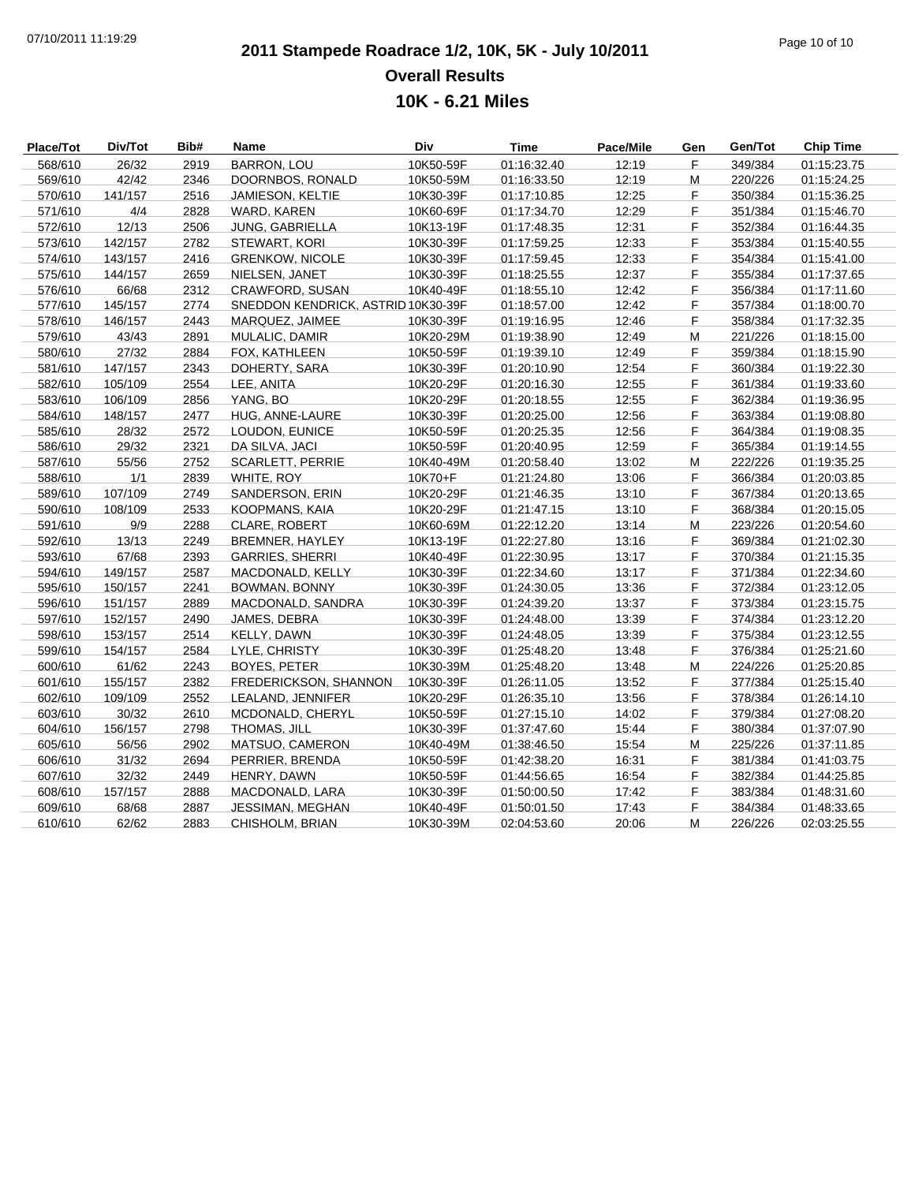# 2011 Stampede Roadrace 1/2, 10K, 5K - July 10/2011

## Overall Results

## 10K - 6.21 Miles

| Place/Tot | Div/Tot | Bib# | Name | Div | Time | Pace/Mile | Gen | Gen/Tot | Chip Time |
|---|---|---|---|---|---|---|---|---|---|
| 568/610 | 26/32 | 2919 | BARRON, LOU | 10K50-59F | 01:16:32.40 | 12:19 | F | 349/384 | 01:15:23.75 |
| 569/610 | 42/42 | 2346 | DOORNBOS, RONALD | 10K50-59M | 01:16:33.50 | 12:19 | M | 220/226 | 01:15:24.25 |
| 570/610 | 141/157 | 2516 | JAMIESON, KELTIE | 10K30-39F | 01:17:10.85 | 12:25 | F | 350/384 | 01:15:36.25 |
| 571/610 | 4/4 | 2828 | WARD, KAREN | 10K60-69F | 01:17:34.70 | 12:29 | F | 351/384 | 01:15:46.70 |
| 572/610 | 12/13 | 2506 | JUNG, GABRIELLA | 10K13-19F | 01:17:48.35 | 12:31 | F | 352/384 | 01:16:44.35 |
| 573/610 | 142/157 | 2782 | STEWART, KORI | 10K30-39F | 01:17:59.25 | 12:33 | F | 353/384 | 01:15:40.55 |
| 574/610 | 143/157 | 2416 | GRENKOW, NICOLE | 10K30-39F | 01:17:59.45 | 12:33 | F | 354/384 | 01:15:41.00 |
| 575/610 | 144/157 | 2659 | NIELSEN, JANET | 10K30-39F | 01:18:25.55 | 12:37 | F | 355/384 | 01:17:37.65 |
| 576/610 | 66/68 | 2312 | CRAWFORD, SUSAN | 10K40-49F | 01:18:55.10 | 12:42 | F | 356/384 | 01:17:11.60 |
| 577/610 | 145/157 | 2774 | SNEDDON KENDRICK, ASTRID | 10K30-39F | 01:18:57.00 | 12:42 | F | 357/384 | 01:18:00.70 |
| 578/610 | 146/157 | 2443 | MARQUEZ, JAIMEE | 10K30-39F | 01:19:16.95 | 12:46 | F | 358/384 | 01:17:32.35 |
| 579/610 | 43/43 | 2891 | MULALIC, DAMIR | 10K20-29M | 01:19:38.90 | 12:49 | M | 221/226 | 01:18:15.00 |
| 580/610 | 27/32 | 2884 | FOX, KATHLEEN | 10K50-59F | 01:19:39.10 | 12:49 | F | 359/384 | 01:18:15.90 |
| 581/610 | 147/157 | 2343 | DOHERTY, SARA | 10K30-39F | 01:20:10.90 | 12:54 | F | 360/384 | 01:19:22.30 |
| 582/610 | 105/109 | 2554 | LEE, ANITA | 10K20-29F | 01:20:16.30 | 12:55 | F | 361/384 | 01:19:33.60 |
| 583/610 | 106/109 | 2856 | YANG, BO | 10K20-29F | 01:20:18.55 | 12:55 | F | 362/384 | 01:19:36.95 |
| 584/610 | 148/157 | 2477 | HUG, ANNE-LAURE | 10K30-39F | 01:20:25.00 | 12:56 | F | 363/384 | 01:19:08.80 |
| 585/610 | 28/32 | 2572 | LOUDON, EUNICE | 10K50-59F | 01:20:25.35 | 12:56 | F | 364/384 | 01:19:08.35 |
| 586/610 | 29/32 | 2321 | DA SILVA, JACI | 10K50-59F | 01:20:40.95 | 12:59 | F | 365/384 | 01:19:14.55 |
| 587/610 | 55/56 | 2752 | SCARLETT, PERRIE | 10K40-49M | 01:20:58.40 | 13:02 | M | 222/226 | 01:19:35.25 |
| 588/610 | 1/1 | 2839 | WHITE, ROY | 10K70+F | 01:21:24.80 | 13:06 | F | 366/384 | 01:20:03.85 |
| 589/610 | 107/109 | 2749 | SANDERSON, ERIN | 10K20-29F | 01:21:46.35 | 13:10 | F | 367/384 | 01:20:13.65 |
| 590/610 | 108/109 | 2533 | KOOPMANS, KAIA | 10K20-29F | 01:21:47.15 | 13:10 | F | 368/384 | 01:20:15.05 |
| 591/610 | 9/9 | 2288 | CLARE, ROBERT | 10K60-69M | 01:22:12.20 | 13:14 | M | 223/226 | 01:20:54.60 |
| 592/610 | 13/13 | 2249 | BREMNER, HAYLEY | 10K13-19F | 01:22:27.80 | 13:16 | F | 369/384 | 01:21:02.30 |
| 593/610 | 67/68 | 2393 | GARRIES, SHERRI | 10K40-49F | 01:22:30.95 | 13:17 | F | 370/384 | 01:21:15.35 |
| 594/610 | 149/157 | 2587 | MACDONALD, KELLY | 10K30-39F | 01:22:34.60 | 13:17 | F | 371/384 | 01:22:34.60 |
| 595/610 | 150/157 | 2241 | BOWMAN, BONNY | 10K30-39F | 01:24:30.05 | 13:36 | F | 372/384 | 01:23:12.05 |
| 596/610 | 151/157 | 2889 | MACDONALD, SANDRA | 10K30-39F | 01:24:39.20 | 13:37 | F | 373/384 | 01:23:15.75 |
| 597/610 | 152/157 | 2490 | JAMES, DEBRA | 10K30-39F | 01:24:48.00 | 13:39 | F | 374/384 | 01:23:12.20 |
| 598/610 | 153/157 | 2514 | KELLY, DAWN | 10K30-39F | 01:24:48.05 | 13:39 | F | 375/384 | 01:23:12.55 |
| 599/610 | 154/157 | 2584 | LYLE, CHRISTY | 10K30-39F | 01:25:48.20 | 13:48 | F | 376/384 | 01:25:21.60 |
| 600/610 | 61/62 | 2243 | BOYES, PETER | 10K30-39M | 01:25:48.20 | 13:48 | M | 224/226 | 01:25:20.85 |
| 601/610 | 155/157 | 2382 | FREDERICKSON, SHANNON | 10K30-39F | 01:26:11.05 | 13:52 | F | 377/384 | 01:25:15.40 |
| 602/610 | 109/109 | 2552 | LEALAND, JENNIFER | 10K20-29F | 01:26:35.10 | 13:56 | F | 378/384 | 01:26:14.10 |
| 603/610 | 30/32 | 2610 | MCDONALD, CHERYL | 10K50-59F | 01:27:15.10 | 14:02 | F | 379/384 | 01:27:08.20 |
| 604/610 | 156/157 | 2798 | THOMAS, JILL | 10K30-39F | 01:37:47.60 | 15:44 | F | 380/384 | 01:37:07.90 |
| 605/610 | 56/56 | 2902 | MATSUO, CAMERON | 10K40-49M | 01:38:46.50 | 15:54 | M | 225/226 | 01:37:11.85 |
| 606/610 | 31/32 | 2694 | PERRIER, BRENDA | 10K50-59F | 01:42:38.20 | 16:31 | F | 381/384 | 01:41:03.75 |
| 607/610 | 32/32 | 2449 | HENRY, DAWN | 10K50-59F | 01:44:56.65 | 16:54 | F | 382/384 | 01:44:25.85 |
| 608/610 | 157/157 | 2888 | MACDONALD, LARA | 10K30-39F | 01:50:00.50 | 17:42 | F | 383/384 | 01:48:31.60 |
| 609/610 | 68/68 | 2887 | JESSIMAN, MEGHAN | 10K40-49F | 01:50:01.50 | 17:43 | F | 384/384 | 01:48:33.65 |
| 610/610 | 62/62 | 2883 | CHISHOLM, BRIAN | 10K30-39M | 02:04:53.60 | 20:06 | M | 226/226 | 02:03:25.55 |